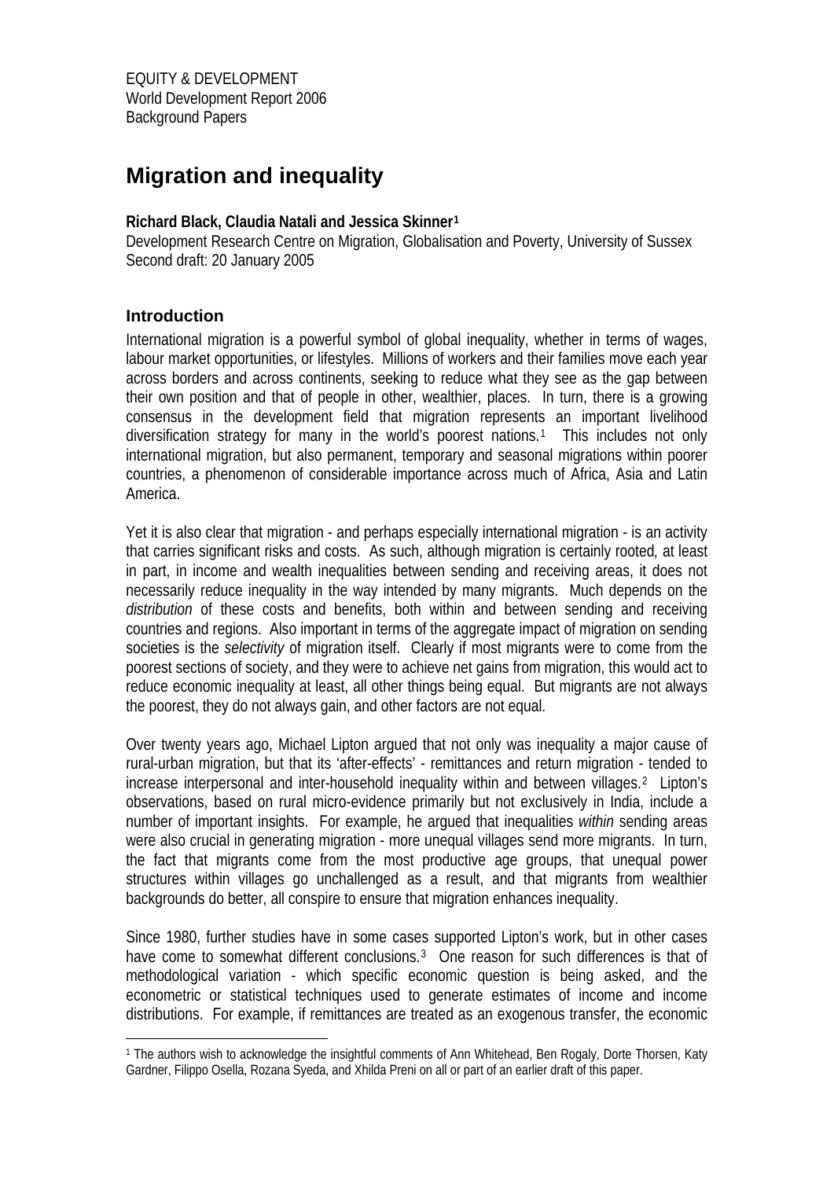EQUITY & DEVELOPMENT
World Development Report 2006
Background Papers

# Migration and inequality

**Richard Black, Claudia Natali and Jessica Skinner[1]**
Development Research Centre on Migration, Globalisation and Poverty, University of Sussex
Second draft: 20 January 2005

## Introduction

International migration is a powerful symbol of global inequality, whether in terms of wages, labour market opportunities, or lifestyles. Millions of workers and their families move each year across borders and across continents, seeking to reduce what they see as the gap between their own position and that of people in other, wealthier, places. In turn, there is a growing consensus in the development field that migration represents an important livelihood diversification strategy for many in the world's poorest nations.[1] This includes not only international migration, but also permanent, temporary and seasonal migrations within poorer countries, a phenomenon of considerable importance across much of Africa, Asia and Latin America.

Yet it is also clear that migration - and perhaps especially international migration - is an activity that carries significant risks and costs. As such, although migration is certainly rooted, at least in part, in income and wealth inequalities between sending and receiving areas, it does not necessarily reduce inequality in the way intended by many migrants. Much depends on the *distribution* of these costs and benefits, both within and between sending and receiving countries and regions. Also important in terms of the aggregate impact of migration on sending societies is the *selectivity* of migration itself. Clearly if most migrants were to come from the poorest sections of society, and they were to achieve net gains from migration, this would act to reduce economic inequality at least, all other things being equal. But migrants are not always the poorest, they do not always gain, and other factors are not equal.

Over twenty years ago, Michael Lipton argued that not only was inequality a major cause of rural-urban migration, but that its 'after-effects' - remittances and return migration - tended to increase interpersonal and inter-household inequality within and between villages.[2] Lipton's observations, based on rural micro-evidence primarily but not exclusively in India, include a number of important insights. For example, he argued that inequalities *within* sending areas were also crucial in generating migration - more unequal villages send more migrants. In turn, the fact that migrants come from the most productive age groups, that unequal power structures within villages go unchallenged as a result, and that migrants from wealthier backgrounds do better, all conspire to ensure that migration enhances inequality.

Since 1980, further studies have in some cases supported Lipton's work, but in other cases have come to somewhat different conclusions.[3] One reason for such differences is that of methodological variation - which specific economic question is being asked, and the econometric or statistical techniques used to generate estimates of income and income distributions. For example, if remittances are treated as an exogenous transfer, the economic

---

[1] The authors wish to acknowledge the insightful comments of Ann Whitehead, Ben Rogaly, Dorte Thorsen, Katy Gardner, Filippo Osella, Rozana Syeda, and Xhilda Preni on all or part of an earlier draft of this paper.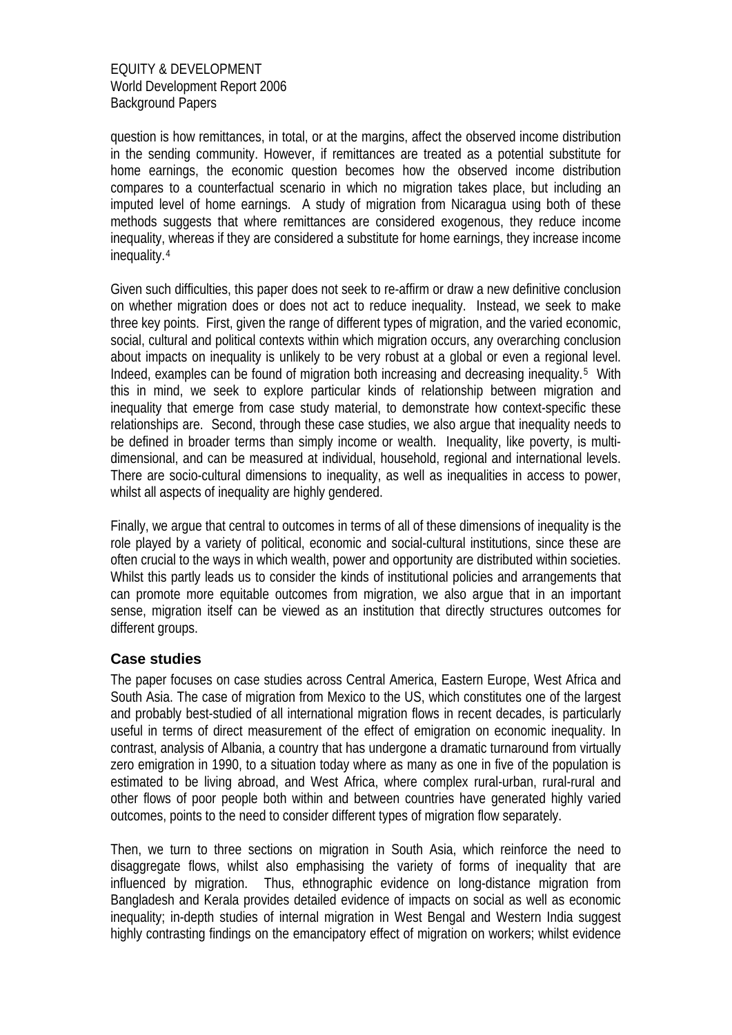question is how remittances, in total, or at the margins, affect the observed income distribution in the sending community. However, if remittances are treated as a potential substitute for home earnings, the economic question becomes how the observed income distribution compares to a counterfactual scenario in which no migration takes place, but including an imputed level of home earnings. A study of migration from Nicaragua using both of these methods suggests that where remittances are considered exogenous, they reduce income inequality, whereas if they are considered a substitute for home earnings, they increase income inequality.[4]

Given such difficulties, this paper does not seek to re-affirm or draw a new definitive conclusion on whether migration does or does not act to reduce inequality. Instead, we seek to make three key points. First, given the range of different types of migration, and the varied economic, social, cultural and political contexts within which migration occurs, any overarching conclusion about impacts on inequality is unlikely to be very robust at a global or even a regional level. Indeed, examples can be found of migration both increasing and decreasing inequality.[5] With this in mind, we seek to explore particular kinds of relationship between migration and inequality that emerge from case study material, to demonstrate how context-specific these relationships are. Second, through these case studies, we also argue that inequality needs to be defined in broader terms than simply income or wealth. Inequality, like poverty, is multi-dimensional, and can be measured at individual, household, regional and international levels. There are socio-cultural dimensions to inequality, as well as inequalities in access to power, whilst all aspects of inequality are highly gendered.

Finally, we argue that central to outcomes in terms of all of these dimensions of inequality is the role played by a variety of political, economic and social-cultural institutions, since these are often crucial to the ways in which wealth, power and opportunity are distributed within societies. Whilst this partly leads us to consider the kinds of institutional policies and arrangements that can promote more equitable outcomes from migration, we also argue that in an important sense, migration itself can be viewed as an institution that directly structures outcomes for different groups.

## Case studies

The paper focuses on case studies across Central America, Eastern Europe, West Africa and South Asia. The case of migration from Mexico to the US, which constitutes one of the largest and probably best-studied of all international migration flows in recent decades, is particularly useful in terms of direct measurement of the effect of emigration on economic inequality. In contrast, analysis of Albania, a country that has undergone a dramatic turnaround from virtually zero emigration in 1990, to a situation today where as many as one in five of the population is estimated to be living abroad, and West Africa, where complex rural-urban, rural-rural and other flows of poor people both within and between countries have generated highly varied outcomes, points to the need to consider different types of migration flow separately.

Then, we turn to three sections on migration in South Asia, which reinforce the need to disaggregate flows, whilst also emphasising the variety of forms of inequality that are influenced by migration. Thus, ethnographic evidence on long-distance migration from Bangladesh and Kerala provides detailed evidence of impacts on social as well as economic inequality; in-depth studies of internal migration in West Bengal and Western India suggest highly contrasting findings on the emancipatory effect of migration on workers; whilst evidence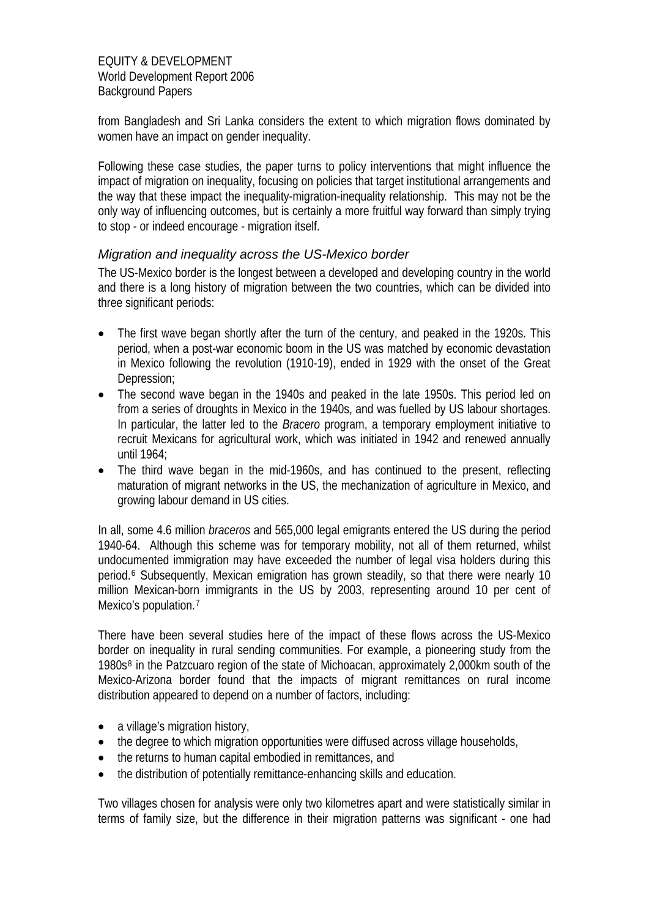from Bangladesh and Sri Lanka considers the extent to which migration flows dominated by women have an impact on gender inequality.

Following these case studies, the paper turns to policy interventions that might influence the impact of migration on inequality, focusing on policies that target institutional arrangements and the way that these impact the inequality-migration-inequality relationship. This may not be the only way of influencing outcomes, but is certainly a more fruitful way forward than simply trying to stop - or indeed encourage - migration itself.

### *Migration and inequality across the US-Mexico border*

The US-Mexico border is the longest between a developed and developing country in the world and there is a long history of migration between the two countries, which can be divided into three significant periods:

- The first wave began shortly after the turn of the century, and peaked in the 1920s. This period, when a post-war economic boom in the US was matched by economic devastation in Mexico following the revolution (1910-19), ended in 1929 with the onset of the Great Depression;
- The second wave began in the 1940s and peaked in the late 1950s. This period led on from a series of droughts in Mexico in the 1940s, and was fuelled by US labour shortages. In particular, the latter led to the *Bracero* program, a temporary employment initiative to recruit Mexicans for agricultural work, which was initiated in 1942 and renewed annually until 1964;
- The third wave began in the mid-1960s, and has continued to the present, reflecting maturation of migrant networks in the US, the mechanization of agriculture in Mexico, and growing labour demand in US cities.

In all, some 4.6 million *braceros* and 565,000 legal emigrants entered the US during the period 1940-64. Although this scheme was for temporary mobility, not all of them returned, whilst undocumented immigration may have exceeded the number of legal visa holders during this period.[6] Subsequently, Mexican emigration has grown steadily, so that there were nearly 10 million Mexican-born immigrants in the US by 2003, representing around 10 per cent of Mexico's population.[7]

There have been several studies here of the impact of these flows across the US-Mexico border on inequality in rural sending communities. For example, a pioneering study from the 1980s[8] in the Patzcuaro region of the state of Michoacan, approximately 2,000km south of the Mexico-Arizona border found that the impacts of migrant remittances on rural income distribution appeared to depend on a number of factors, including:

- a village's migration history,
- the degree to which migration opportunities were diffused across village households,
- the returns to human capital embodied in remittances, and
- the distribution of potentially remittance-enhancing skills and education.

Two villages chosen for analysis were only two kilometres apart and were statistically similar in terms of family size, but the difference in their migration patterns was significant - one had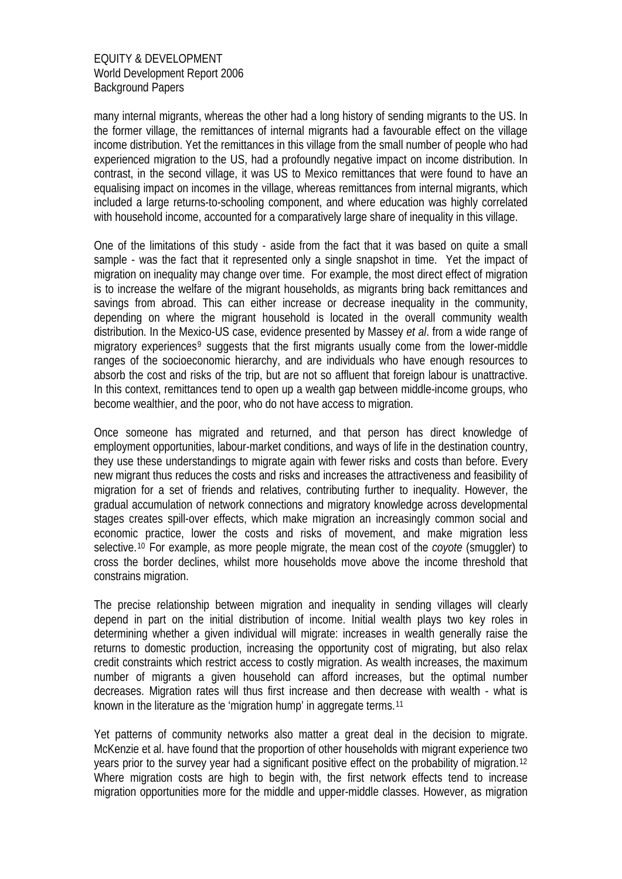many internal migrants, whereas the other had a long history of sending migrants to the US. In the former village, the remittances of internal migrants had a favourable effect on the village income distribution. Yet the remittances in this village from the small number of people who had experienced migration to the US, had a profoundly negative impact on income distribution. In contrast, in the second village, it was US to Mexico remittances that were found to have an equalising impact on incomes in the village, whereas remittances from internal migrants, which included a large returns-to-schooling component, and where education was highly correlated with household income, accounted for a comparatively large share of inequality in this village.

One of the limitations of this study - aside from the fact that it was based on quite a small sample - was the fact that it represented only a single snapshot in time. Yet the impact of migration on inequality may change over time. For example, the most direct effect of migration is to increase the welfare of the migrant households, as migrants bring back remittances and savings from abroad. This can either increase or decrease inequality in the community, depending on where the migrant household is located in the overall community wealth distribution. In the Mexico-US case, evidence presented by Massey *et al*. from a wide range of migratory experiences[9] suggests that the first migrants usually come from the lower-middle ranges of the socioeconomic hierarchy, and are individuals who have enough resources to absorb the cost and risks of the trip, but are not so affluent that foreign labour is unattractive. In this context, remittances tend to open up a wealth gap between middle-income groups, who become wealthier, and the poor, who do not have access to migration.

Once someone has migrated and returned, and that person has direct knowledge of employment opportunities, labour-market conditions, and ways of life in the destination country, they use these understandings to migrate again with fewer risks and costs than before. Every new migrant thus reduces the costs and risks and increases the attractiveness and feasibility of migration for a set of friends and relatives, contributing further to inequality. However, the gradual accumulation of network connections and migratory knowledge across developmental stages creates spill-over effects, which make migration an increasingly common social and economic practice, lower the costs and risks of movement, and make migration less selective.[10] For example, as more people migrate, the mean cost of the *coyote* (smuggler) to cross the border declines, whilst more households move above the income threshold that constrains migration.

The precise relationship between migration and inequality in sending villages will clearly depend in part on the initial distribution of income. Initial wealth plays two key roles in determining whether a given individual will migrate: increases in wealth generally raise the returns to domestic production, increasing the opportunity cost of migrating, but also relax credit constraints which restrict access to costly migration. As wealth increases, the maximum number of migrants a given household can afford increases, but the optimal number decreases. Migration rates will thus first increase and then decrease with wealth - what is known in the literature as the 'migration hump' in aggregate terms.[11]

Yet patterns of community networks also matter a great deal in the decision to migrate. McKenzie et al. have found that the proportion of other households with migrant experience two years prior to the survey year had a significant positive effect on the probability of migration.[12] Where migration costs are high to begin with, the first network effects tend to increase migration opportunities more for the middle and upper-middle classes. However, as migration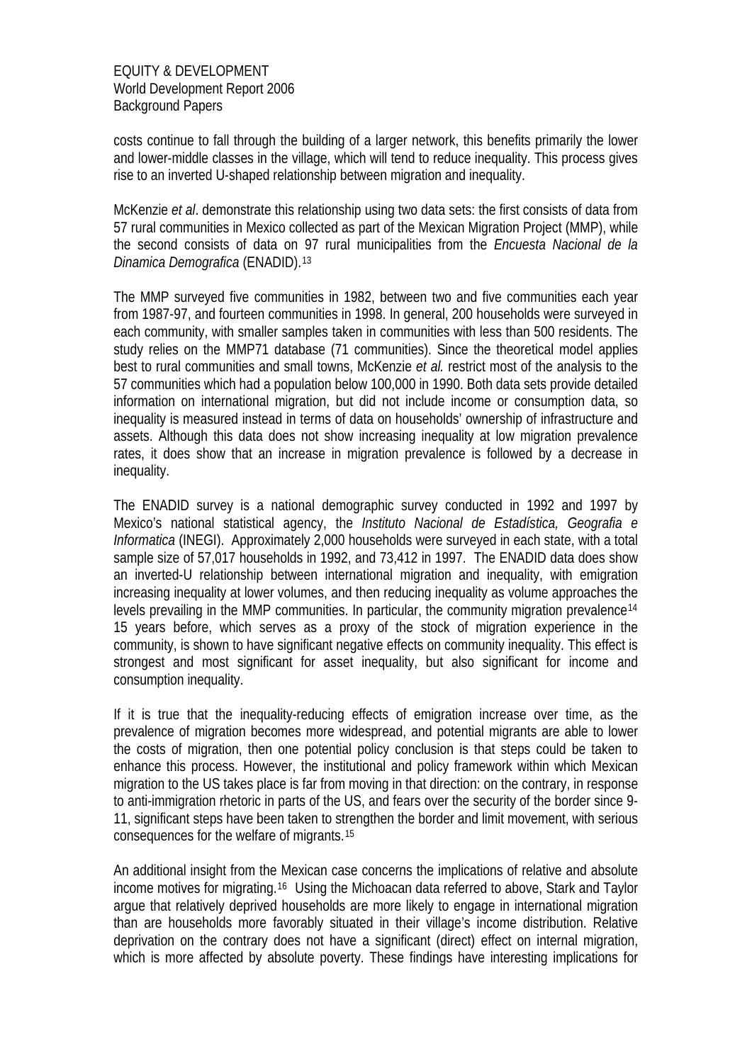costs continue to fall through the building of a larger network, this benefits primarily the lower and lower-middle classes in the village, which will tend to reduce inequality. This process gives rise to an inverted U-shaped relationship between migration and inequality.

McKenzie *et al*. demonstrate this relationship using two data sets: the first consists of data from 57 rural communities in Mexico collected as part of the Mexican Migration Project (MMP), while the second consists of data on 97 rural municipalities from the *Encuesta Nacional de la Dinamica Demografica* (ENADID).[13]

The MMP surveyed five communities in 1982, between two and five communities each year from 1987-97, and fourteen communities in 1998. In general, 200 households were surveyed in each community, with smaller samples taken in communities with less than 500 residents. The study relies on the MMP71 database (71 communities). Since the theoretical model applies best to rural communities and small towns, McKenzie *et al.* restrict most of the analysis to the 57 communities which had a population below 100,000 in 1990. Both data sets provide detailed information on international migration, but did not include income or consumption data, so inequality is measured instead in terms of data on households' ownership of infrastructure and assets. Although this data does not show increasing inequality at low migration prevalence rates, it does show that an increase in migration prevalence is followed by a decrease in inequality.

The ENADID survey is a national demographic survey conducted in 1992 and 1997 by Mexico's national statistical agency, the *Instituto Nacional de Estadística, Geografia e Informatica* (INEGI). Approximately 2,000 households were surveyed in each state, with a total sample size of 57,017 households in 1992, and 73,412 in 1997. The ENADID data does show an inverted-U relationship between international migration and inequality, with emigration increasing inequality at lower volumes, and then reducing inequality as volume approaches the levels prevailing in the MMP communities. In particular, the community migration prevalence[14] 15 years before, which serves as a proxy of the stock of migration experience in the community, is shown to have significant negative effects on community inequality. This effect is strongest and most significant for asset inequality, but also significant for income and consumption inequality.

If it is true that the inequality-reducing effects of emigration increase over time, as the prevalence of migration becomes more widespread, and potential migrants are able to lower the costs of migration, then one potential policy conclusion is that steps could be taken to enhance this process. However, the institutional and policy framework within which Mexican migration to the US takes place is far from moving in that direction: on the contrary, in response to anti-immigration rhetoric in parts of the US, and fears over the security of the border since 9-11, significant steps have been taken to strengthen the border and limit movement, with serious consequences for the welfare of migrants.[15]

An additional insight from the Mexican case concerns the implications of relative and absolute income motives for migrating.[16] Using the Michoacan data referred to above, Stark and Taylor argue that relatively deprived households are more likely to engage in international migration than are households more favorably situated in their village's income distribution. Relative deprivation on the contrary does not have a significant (direct) effect on internal migration, which is more affected by absolute poverty. These findings have interesting implications for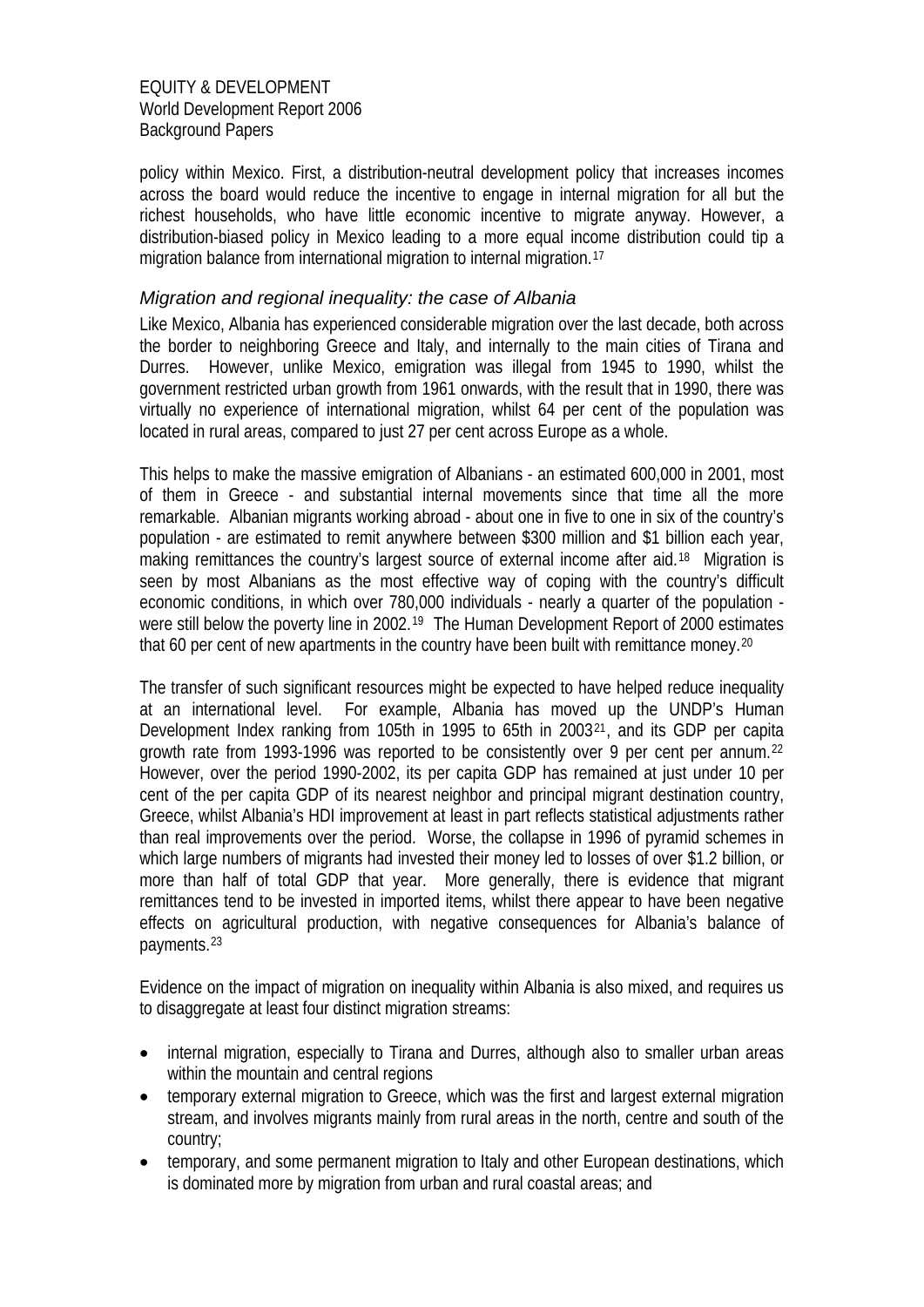policy within Mexico. First, a distribution-neutral development policy that increases incomes across the board would reduce the incentive to engage in internal migration for all but the richest households, who have little economic incentive to migrate anyway. However, a distribution-biased policy in Mexico leading to a more equal income distribution could tip a migration balance from international migration to internal migration.[17]

### *Migration and regional inequality: the case of Albania*

Like Mexico, Albania has experienced considerable migration over the last decade, both across the border to neighboring Greece and Italy, and internally to the main cities of Tirana and Durres. However, unlike Mexico, emigration was illegal from 1945 to 1990, whilst the government restricted urban growth from 1961 onwards, with the result that in 1990, there was virtually no experience of international migration, whilst 64 per cent of the population was located in rural areas, compared to just 27 per cent across Europe as a whole.

This helps to make the massive emigration of Albanians - an estimated 600,000 in 2001, most of them in Greece - and substantial internal movements since that time all the more remarkable. Albanian migrants working abroad - about one in five to one in six of the country's population - are estimated to remit anywhere between \$300 million and \$1 billion each year, making remittances the country's largest source of external income after aid.[18] Migration is seen by most Albanians as the most effective way of coping with the country's difficult economic conditions, in which over 780,000 individuals - nearly a quarter of the population - were still below the poverty line in 2002.[19] The Human Development Report of 2000 estimates that 60 per cent of new apartments in the country have been built with remittance money.[20]

The transfer of such significant resources might be expected to have helped reduce inequality at an international level. For example, Albania has moved up the UNDP's Human Development Index ranking from 105th in 1995 to 65th in 2003[21], and its GDP per capita growth rate from 1993-1996 was reported to be consistently over 9 per cent per annum.[22] However, over the period 1990-2002, its per capita GDP has remained at just under 10 per cent of the per capita GDP of its nearest neighbor and principal migrant destination country, Greece, whilst Albania's HDI improvement at least in part reflects statistical adjustments rather than real improvements over the period. Worse, the collapse in 1996 of pyramid schemes in which large numbers of migrants had invested their money led to losses of over \$1.2 billion, or more than half of total GDP that year. More generally, there is evidence that migrant remittances tend to be invested in imported items, whilst there appear to have been negative effects on agricultural production, with negative consequences for Albania's balance of payments.[23]

Evidence on the impact of migration on inequality within Albania is also mixed, and requires us to disaggregate at least four distinct migration streams:

- internal migration, especially to Tirana and Durres, although also to smaller urban areas within the mountain and central regions
- temporary external migration to Greece, which was the first and largest external migration stream, and involves migrants mainly from rural areas in the north, centre and south of the country;
- temporary, and some permanent migration to Italy and other European destinations, which is dominated more by migration from urban and rural coastal areas; and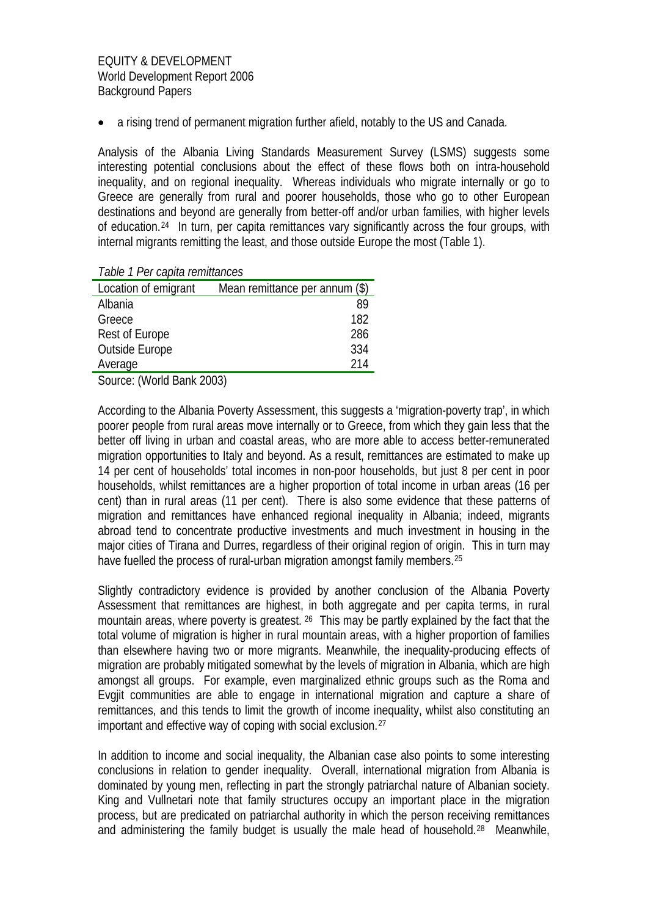- a rising trend of permanent migration further afield, notably to the US and Canada.

Analysis of the Albania Living Standards Measurement Survey (LSMS) suggests some interesting potential conclusions about the effect of these flows both on intra-household inequality, and on regional inequality. Whereas individuals who migrate internally or go to Greece are generally from rural and poorer households, those who go to other European destinations and beyond are generally from better-off and/or urban families, with higher levels of education.[24] In turn, per capita remittances vary significantly across the four groups, with internal migrants remitting the least, and those outside Europe the most (Table 1).

*Table 1 Per capita remittances*

| Location of emigrant | Mean remittance per annum ($) |
|---|---|
| Albania | 89 |
| Greece | 182 |
| Rest of Europe | 286 |
| Outside Europe | 334 |
| Average | 214 |

Source: (World Bank 2003)

According to the Albania Poverty Assessment, this suggests a 'migration-poverty trap', in which poorer people from rural areas move internally or to Greece, from which they gain less that the better off living in urban and coastal areas, who are more able to access better-remunerated migration opportunities to Italy and beyond. As a result, remittances are estimated to make up 14 per cent of households' total incomes in non-poor households, but just 8 per cent in poor households, whilst remittances are a higher proportion of total income in urban areas (16 per cent) than in rural areas (11 per cent). There is also some evidence that these patterns of migration and remittances have enhanced regional inequality in Albania; indeed, migrants abroad tend to concentrate productive investments and much investment in housing in the major cities of Tirana and Durres, regardless of their original region of origin. This in turn may have fuelled the process of rural-urban migration amongst family members.[25]

Slightly contradictory evidence is provided by another conclusion of the Albania Poverty Assessment that remittances are highest, in both aggregate and per capita terms, in rural mountain areas, where poverty is greatest.[26] This may be partly explained by the fact that the total volume of migration is higher in rural mountain areas, with a higher proportion of families than elsewhere having two or more migrants. Meanwhile, the inequality-producing effects of migration are probably mitigated somewhat by the levels of migration in Albania, which are high amongst all groups. For example, even marginalized ethnic groups such as the Roma and Evgjit communities are able to engage in international migration and capture a share of remittances, and this tends to limit the growth of income inequality, whilst also constituting an important and effective way of coping with social exclusion.[27]

In addition to income and social inequality, the Albanian case also points to some interesting conclusions in relation to gender inequality. Overall, international migration from Albania is dominated by young men, reflecting in part the strongly patriarchal nature of Albanian society. King and Vullnetari note that family structures occupy an important place in the migration process, but are predicated on patriarchal authority in which the person receiving remittances and administering the family budget is usually the male head of household.[28] Meanwhile,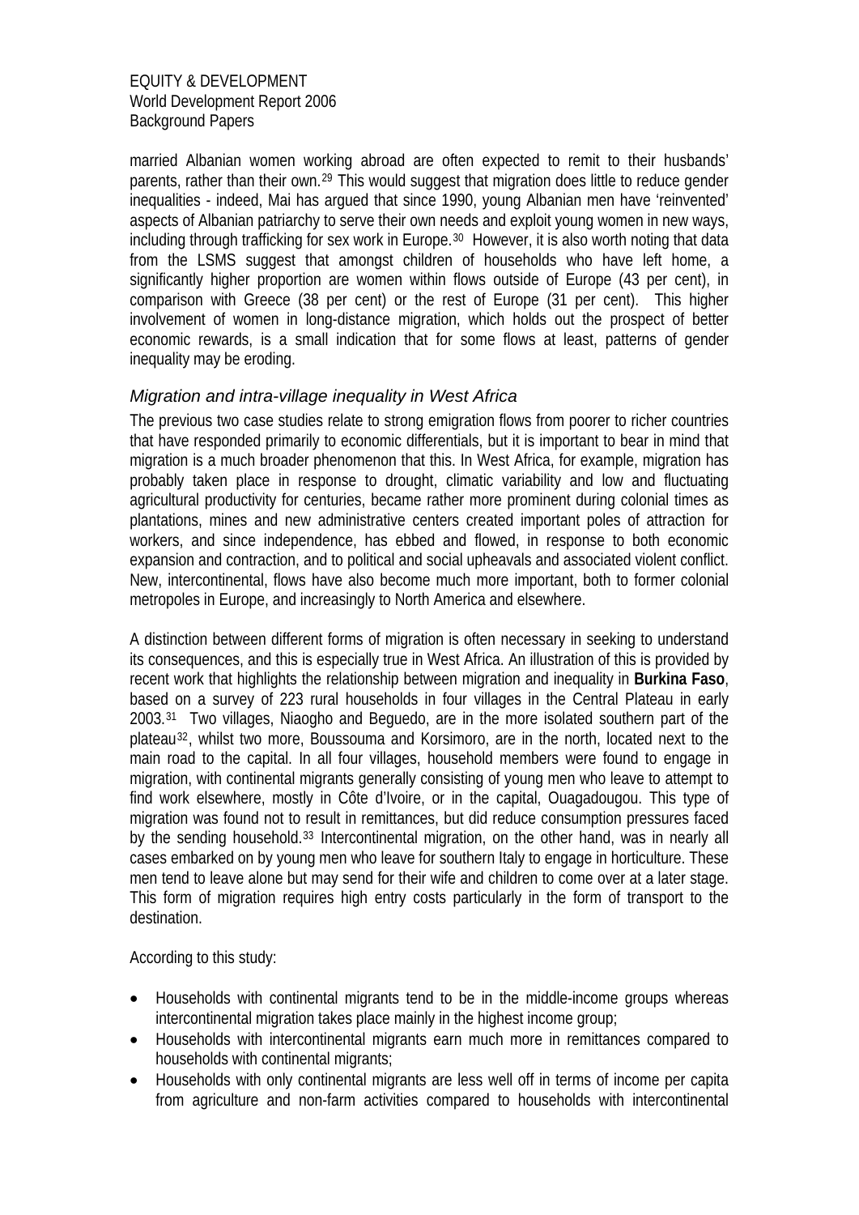married Albanian women working abroad are often expected to remit to their husbands' parents, rather than their own.[29] This would suggest that migration does little to reduce gender inequalities - indeed, Mai has argued that since 1990, young Albanian men have 'reinvented' aspects of Albanian patriarchy to serve their own needs and exploit young women in new ways, including through trafficking for sex work in Europe.[30] However, it is also worth noting that data from the LSMS suggest that amongst children of households who have left home, a significantly higher proportion are women within flows outside of Europe (43 per cent), in comparison with Greece (38 per cent) or the rest of Europe (31 per cent). This higher involvement of women in long-distance migration, which holds out the prospect of better economic rewards, is a small indication that for some flows at least, patterns of gender inequality may be eroding.

### *Migration and intra-village inequality in West Africa*

The previous two case studies relate to strong emigration flows from poorer to richer countries that have responded primarily to economic differentials, but it is important to bear in mind that migration is a much broader phenomenon that this. In West Africa, for example, migration has probably taken place in response to drought, climatic variability and low and fluctuating agricultural productivity for centuries, became rather more prominent during colonial times as plantations, mines and new administrative centers created important poles of attraction for workers, and since independence, has ebbed and flowed, in response to both economic expansion and contraction, and to political and social upheavals and associated violent conflict. New, intercontinental, flows have also become much more important, both to former colonial metropoles in Europe, and increasingly to North America and elsewhere.

A distinction between different forms of migration is often necessary in seeking to understand its consequences, and this is especially true in West Africa. An illustration of this is provided by recent work that highlights the relationship between migration and inequality in **Burkina Faso**, based on a survey of 223 rural households in four villages in the Central Plateau in early 2003.[31] Two villages, Niaogho and Beguedo, are in the more isolated southern part of the plateau[32], whilst two more, Boussouma and Korsimoro, are in the north, located next to the main road to the capital. In all four villages, household members were found to engage in migration, with continental migrants generally consisting of young men who leave to attempt to find work elsewhere, mostly in Côte d'Ivoire, or in the capital, Ouagadougou. This type of migration was found not to result in remittances, but did reduce consumption pressures faced by the sending household.[33] Intercontinental migration, on the other hand, was in nearly all cases embarked on by young men who leave for southern Italy to engage in horticulture. These men tend to leave alone but may send for their wife and children to come over at a later stage. This form of migration requires high entry costs particularly in the form of transport to the destination.

According to this study:

- Households with continental migrants tend to be in the middle-income groups whereas intercontinental migration takes place mainly in the highest income group;
- Households with intercontinental migrants earn much more in remittances compared to households with continental migrants;
- Households with only continental migrants are less well off in terms of income per capita from agriculture and non-farm activities compared to households with intercontinental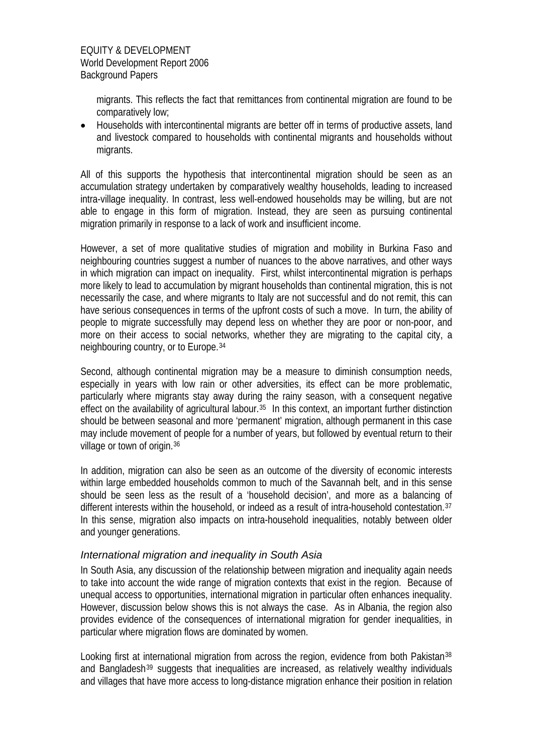migrants. This reflects the fact that remittances from continental migration are found to be comparatively low;

- Households with intercontinental migrants are better off in terms of productive assets, land and livestock compared to households with continental migrants and households without migrants.

All of this supports the hypothesis that intercontinental migration should be seen as an accumulation strategy undertaken by comparatively wealthy households, leading to increased intra-village inequality. In contrast, less well-endowed households may be willing, but are not able to engage in this form of migration. Instead, they are seen as pursuing continental migration primarily in response to a lack of work and insufficient income.

However, a set of more qualitative studies of migration and mobility in Burkina Faso and neighbouring countries suggest a number of nuances to the above narratives, and other ways in which migration can impact on inequality. First, whilst intercontinental migration is perhaps more likely to lead to accumulation by migrant households than continental migration, this is not necessarily the case, and where migrants to Italy are not successful and do not remit, this can have serious consequences in terms of the upfront costs of such a move. In turn, the ability of people to migrate successfully may depend less on whether they are poor or non-poor, and more on their access to social networks, whether they are migrating to the capital city, a neighbouring country, or to Europe.[34]

Second, although continental migration may be a measure to diminish consumption needs, especially in years with low rain or other adversities, its effect can be more problematic, particularly where migrants stay away during the rainy season, with a consequent negative effect on the availability of agricultural labour.[35] In this context, an important further distinction should be between seasonal and more 'permanent' migration, although permanent in this case may include movement of people for a number of years, but followed by eventual return to their village or town of origin.[36]

In addition, migration can also be seen as an outcome of the diversity of economic interests within large embedded households common to much of the Savannah belt, and in this sense should be seen less as the result of a 'household decision', and more as a balancing of different interests within the household, or indeed as a result of intra-household contestation.[37] In this sense, migration also impacts on intra-household inequalities, notably between older and younger generations.

### *International migration and inequality in South Asia*

In South Asia, any discussion of the relationship between migration and inequality again needs to take into account the wide range of migration contexts that exist in the region. Because of unequal access to opportunities, international migration in particular often enhances inequality. However, discussion below shows this is not always the case. As in Albania, the region also provides evidence of the consequences of international migration for gender inequalities, in particular where migration flows are dominated by women.

Looking first at international migration from across the region, evidence from both Pakistan[38] and Bangladesh[39] suggests that inequalities are increased, as relatively wealthy individuals and villages that have more access to long-distance migration enhance their position in relation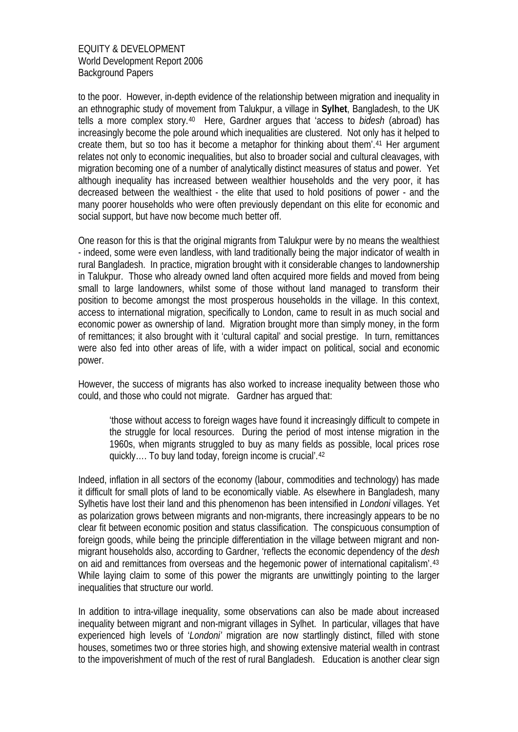to the poor. However, in-depth evidence of the relationship between migration and inequality in an ethnographic study of movement from Talukpur, a village in **Sylhet**, Bangladesh, to the UK tells a more complex story.[40] Here, Gardner argues that 'access to *bidesh* (abroad) has increasingly become the pole around which inequalities are clustered. Not only has it helped to create them, but so too has it become a metaphor for thinking about them'.[41] Her argument relates not only to economic inequalities, but also to broader social and cultural cleavages, with migration becoming one of a number of analytically distinct measures of status and power. Yet although inequality has increased between wealthier households and the very poor, it has decreased between the wealthiest - the elite that used to hold positions of power - and the many poorer households who were often previously dependant on this elite for economic and social support, but have now become much better off.

One reason for this is that the original migrants from Talukpur were by no means the wealthiest - indeed, some were even landless, with land traditionally being the major indicator of wealth in rural Bangladesh. In practice, migration brought with it considerable changes to landownership in Talukpur. Those who already owned land often acquired more fields and moved from being small to large landowners, whilst some of those without land managed to transform their position to become amongst the most prosperous households in the village. In this context, access to international migration, specifically to London, came to result in as much social and economic power as ownership of land. Migration brought more than simply money, in the form of remittances; it also brought with it 'cultural capital' and social prestige. In turn, remittances were also fed into other areas of life, with a wider impact on political, social and economic power.

However, the success of migrants has also worked to increase inequality between those who could, and those who could not migrate. Gardner has argued that:

> 'those without access to foreign wages have found it increasingly difficult to compete in the struggle for local resources. During the period of most intense migration in the 1960s, when migrants struggled to buy as many fields as possible, local prices rose quickly…. To buy land today, foreign income is crucial'.[42]

Indeed, inflation in all sectors of the economy (labour, commodities and technology) has made it difficult for small plots of land to be economically viable. As elsewhere in Bangladesh, many Sylhetis have lost their land and this phenomenon has been intensified in *Londoni* villages. Yet as polarization grows between migrants and non-migrants, there increasingly appears to be no clear fit between economic position and status classification. The conspicuous consumption of foreign goods, while being the principle differentiation in the village between migrant and non-migrant households also, according to Gardner, 'reflects the economic dependency of the *desh* on aid and remittances from overseas and the hegemonic power of international capitalism'.[43] While laying claim to some of this power the migrants are unwittingly pointing to the larger inequalities that structure our world.

In addition to intra-village inequality, some observations can also be made about increased inequality between migrant and non-migrant villages in Sylhet. In particular, villages that have experienced high levels of '*Londoni*' migration are now startlingly distinct, filled with stone houses, sometimes two or three stories high, and showing extensive material wealth in contrast to the impoverishment of much of the rest of rural Bangladesh. Education is another clear sign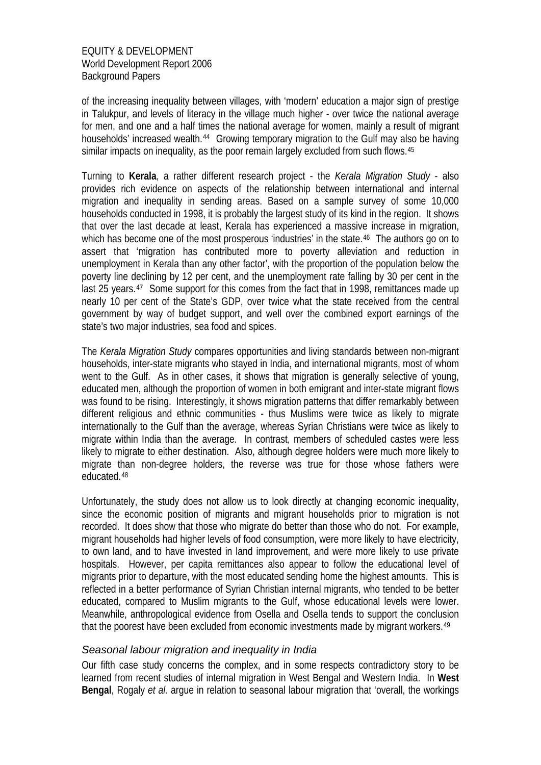of the increasing inequality between villages, with 'modern' education a major sign of prestige in Talukpur, and levels of literacy in the village much higher - over twice the national average for men, and one and a half times the national average for women, mainly a result of migrant households' increased wealth.[44] Growing temporary migration to the Gulf may also be having similar impacts on inequality, as the poor remain largely excluded from such flows.[45]

Turning to **Kerala**, a rather different research project - the *Kerala Migration Study* - also provides rich evidence on aspects of the relationship between international and internal migration and inequality in sending areas. Based on a sample survey of some 10,000 households conducted in 1998, it is probably the largest study of its kind in the region. It shows that over the last decade at least, Kerala has experienced a massive increase in migration, which has become one of the most prosperous 'industries' in the state.[46] The authors go on to assert that 'migration has contributed more to poverty alleviation and reduction in unemployment in Kerala than any other factor', with the proportion of the population below the poverty line declining by 12 per cent, and the unemployment rate falling by 30 per cent in the last 25 years.[47] Some support for this comes from the fact that in 1998, remittances made up nearly 10 per cent of the State's GDP, over twice what the state received from the central government by way of budget support, and well over the combined export earnings of the state's two major industries, sea food and spices.

The *Kerala Migration Study* compares opportunities and living standards between non-migrant households, inter-state migrants who stayed in India, and international migrants, most of whom went to the Gulf. As in other cases, it shows that migration is generally selective of young, educated men, although the proportion of women in both emigrant and inter-state migrant flows was found to be rising. Interestingly, it shows migration patterns that differ remarkably between different religious and ethnic communities - thus Muslims were twice as likely to migrate internationally to the Gulf than the average, whereas Syrian Christians were twice as likely to migrate within India than the average. In contrast, members of scheduled castes were less likely to migrate to either destination. Also, although degree holders were much more likely to migrate than non-degree holders, the reverse was true for those whose fathers were educated.[48]

Unfortunately, the study does not allow us to look directly at changing economic inequality, since the economic position of migrants and migrant households prior to migration is not recorded. It does show that those who migrate do better than those who do not. For example, migrant households had higher levels of food consumption, were more likely to have electricity, to own land, and to have invested in land improvement, and were more likely to use private hospitals. However, per capita remittances also appear to follow the educational level of migrants prior to departure, with the most educated sending home the highest amounts. This is reflected in a better performance of Syrian Christian internal migrants, who tended to be better educated, compared to Muslim migrants to the Gulf, whose educational levels were lower. Meanwhile, anthropological evidence from Osella and Osella tends to support the conclusion that the poorest have been excluded from economic investments made by migrant workers.[49]

### *Seasonal labour migration and inequality in India*

Our fifth case study concerns the complex, and in some respects contradictory story to be learned from recent studies of internal migration in West Bengal and Western India. In **West Bengal**, Rogaly *et al.* argue in relation to seasonal labour migration that 'overall, the workings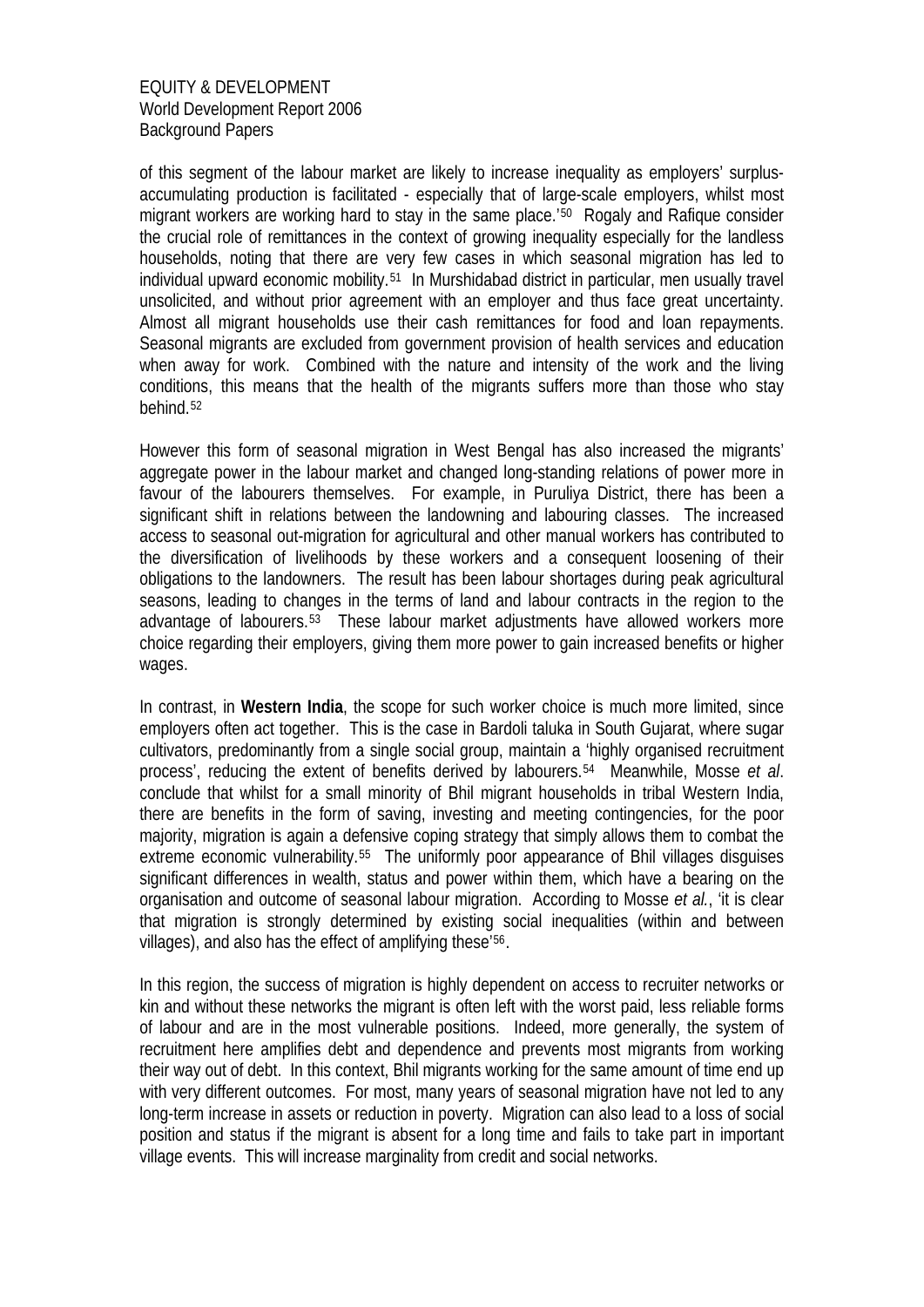of this segment of the labour market are likely to increase inequality as employers' surplus-accumulating production is facilitated - especially that of large-scale employers, whilst most migrant workers are working hard to stay in the same place.'[50] Rogaly and Rafique consider the crucial role of remittances in the context of growing inequality especially for the landless households, noting that there are very few cases in which seasonal migration has led to individual upward economic mobility.[51] In Murshidabad district in particular, men usually travel unsolicited, and without prior agreement with an employer and thus face great uncertainty. Almost all migrant households use their cash remittances for food and loan repayments. Seasonal migrants are excluded from government provision of health services and education when away for work. Combined with the nature and intensity of the work and the living conditions, this means that the health of the migrants suffers more than those who stay behind.[52]

However this form of seasonal migration in West Bengal has also increased the migrants' aggregate power in the labour market and changed long-standing relations of power more in favour of the labourers themselves. For example, in Puruliya District, there has been a significant shift in relations between the landowning and labouring classes. The increased access to seasonal out-migration for agricultural and other manual workers has contributed to the diversification of livelihoods by these workers and a consequent loosening of their obligations to the landowners. The result has been labour shortages during peak agricultural seasons, leading to changes in the terms of land and labour contracts in the region to the advantage of labourers.[53] These labour market adjustments have allowed workers more choice regarding their employers, giving them more power to gain increased benefits or higher wages.

In contrast, in **Western India**, the scope for such worker choice is much more limited, since employers often act together. This is the case in Bardoli taluka in South Gujarat, where sugar cultivators, predominantly from a single social group, maintain a 'highly organised recruitment process', reducing the extent of benefits derived by labourers.[54] Meanwhile, Mosse *et al*. conclude that whilst for a small minority of Bhil migrant households in tribal Western India, there are benefits in the form of saving, investing and meeting contingencies, for the poor majority, migration is again a defensive coping strategy that simply allows them to combat the extreme economic vulnerability.[55] The uniformly poor appearance of Bhil villages disguises significant differences in wealth, status and power within them, which have a bearing on the organisation and outcome of seasonal labour migration. According to Mosse *et al.*, 'it is clear that migration is strongly determined by existing social inequalities (within and between villages), and also has the effect of amplifying these'[56].

In this region, the success of migration is highly dependent on access to recruiter networks or kin and without these networks the migrant is often left with the worst paid, less reliable forms of labour and are in the most vulnerable positions. Indeed, more generally, the system of recruitment here amplifies debt and dependence and prevents most migrants from working their way out of debt. In this context, Bhil migrants working for the same amount of time end up with very different outcomes. For most, many years of seasonal migration have not led to any long-term increase in assets or reduction in poverty. Migration can also lead to a loss of social position and status if the migrant is absent for a long time and fails to take part in important village events. This will increase marginality from credit and social networks.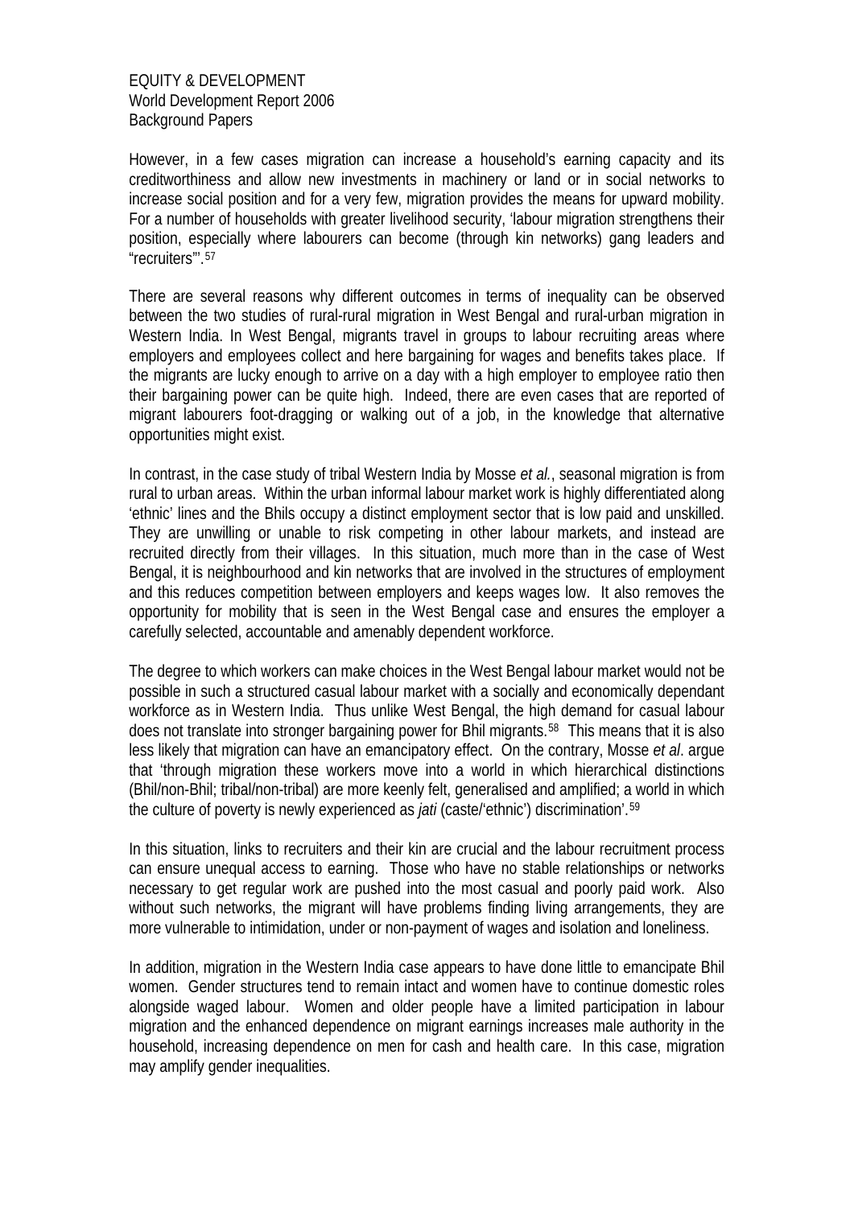However, in a few cases migration can increase a household's earning capacity and its creditworthiness and allow new investments in machinery or land or in social networks to increase social position and for a very few, migration provides the means for upward mobility. For a number of households with greater livelihood security, 'labour migration strengthens their position, especially where labourers can become (through kin networks) gang leaders and "recruiters"'.[57]

There are several reasons why different outcomes in terms of inequality can be observed between the two studies of rural-rural migration in West Bengal and rural-urban migration in Western India. In West Bengal, migrants travel in groups to labour recruiting areas where employers and employees collect and here bargaining for wages and benefits takes place. If the migrants are lucky enough to arrive on a day with a high employer to employee ratio then their bargaining power can be quite high. Indeed, there are even cases that are reported of migrant labourers foot-dragging or walking out of a job, in the knowledge that alternative opportunities might exist.

In contrast, in the case study of tribal Western India by Mosse *et al.*, seasonal migration is from rural to urban areas. Within the urban informal labour market work is highly differentiated along 'ethnic' lines and the Bhils occupy a distinct employment sector that is low paid and unskilled. They are unwilling or unable to risk competing in other labour markets, and instead are recruited directly from their villages. In this situation, much more than in the case of West Bengal, it is neighbourhood and kin networks that are involved in the structures of employment and this reduces competition between employers and keeps wages low. It also removes the opportunity for mobility that is seen in the West Bengal case and ensures the employer a carefully selected, accountable and amenably dependent workforce.

The degree to which workers can make choices in the West Bengal labour market would not be possible in such a structured casual labour market with a socially and economically dependant workforce as in Western India. Thus unlike West Bengal, the high demand for casual labour does not translate into stronger bargaining power for Bhil migrants.[58] This means that it is also less likely that migration can have an emancipatory effect. On the contrary, Mosse *et al*. argue that 'through migration these workers move into a world in which hierarchical distinctions (Bhil/non-Bhil; tribal/non-tribal) are more keenly felt, generalised and amplified; a world in which the culture of poverty is newly experienced as *jati* (caste/'ethnic') discrimination'.[59]

In this situation, links to recruiters and their kin are crucial and the labour recruitment process can ensure unequal access to earning. Those who have no stable relationships or networks necessary to get regular work are pushed into the most casual and poorly paid work. Also without such networks, the migrant will have problems finding living arrangements, they are more vulnerable to intimidation, under or non-payment of wages and isolation and loneliness.

In addition, migration in the Western India case appears to have done little to emancipate Bhil women. Gender structures tend to remain intact and women have to continue domestic roles alongside waged labour. Women and older people have a limited participation in labour migration and the enhanced dependence on migrant earnings increases male authority in the household, increasing dependence on men for cash and health care. In this case, migration may amplify gender inequalities.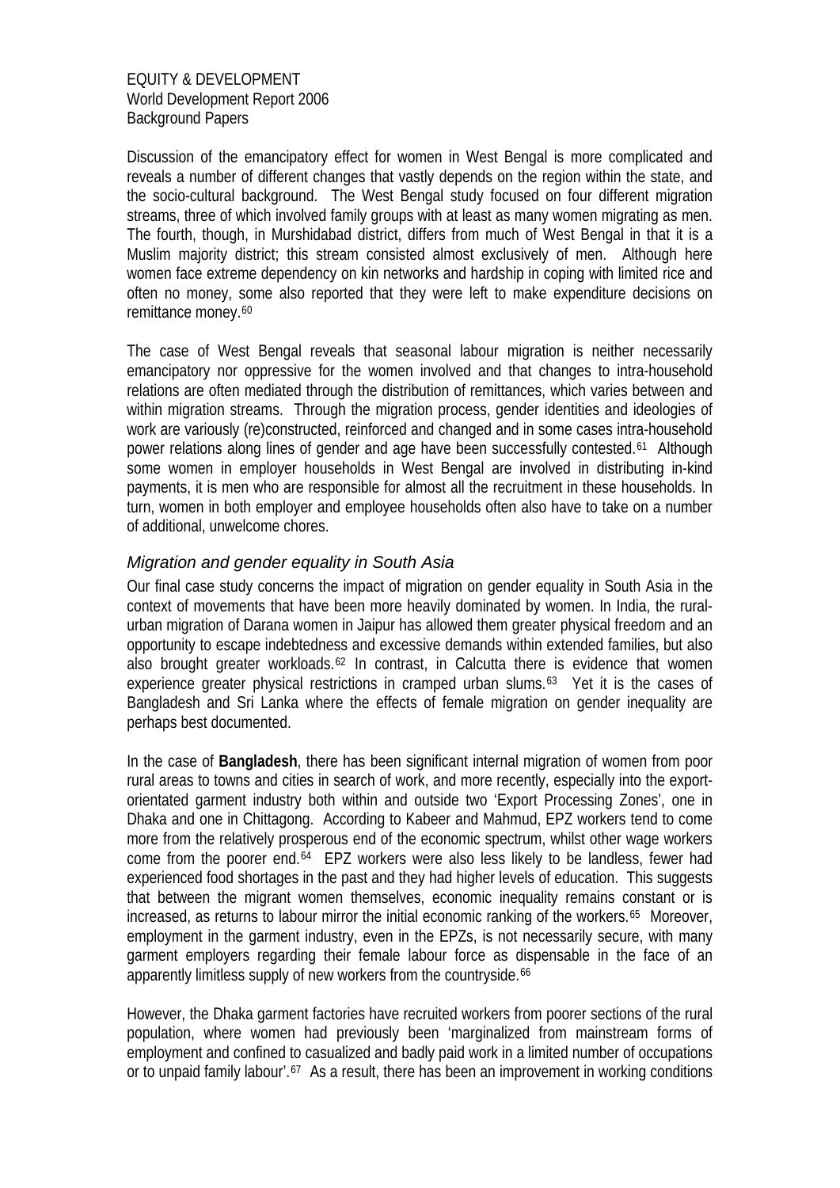Discussion of the emancipatory effect for women in West Bengal is more complicated and reveals a number of different changes that vastly depends on the region within the state, and the socio-cultural background. The West Bengal study focused on four different migration streams, three of which involved family groups with at least as many women migrating as men. The fourth, though, in Murshidabad district, differs from much of West Bengal in that it is a Muslim majority district; this stream consisted almost exclusively of men. Although here women face extreme dependency on kin networks and hardship in coping with limited rice and often no money, some also reported that they were left to make expenditure decisions on remittance money.[60]

The case of West Bengal reveals that seasonal labour migration is neither necessarily emancipatory nor oppressive for the women involved and that changes to intra-household relations are often mediated through the distribution of remittances, which varies between and within migration streams. Through the migration process, gender identities and ideologies of work are variously (re)constructed, reinforced and changed and in some cases intra-household power relations along lines of gender and age have been successfully contested.[61] Although some women in employer households in West Bengal are involved in distributing in-kind payments, it is men who are responsible for almost all the recruitment in these households. In turn, women in both employer and employee households often also have to take on a number of additional, unwelcome chores.

### *Migration and gender equality in South Asia*

Our final case study concerns the impact of migration on gender equality in South Asia in the context of movements that have been more heavily dominated by women. In India, the rural-urban migration of Darana women in Jaipur has allowed them greater physical freedom and an opportunity to escape indebtedness and excessive demands within extended families, but also also brought greater workloads.[62] In contrast, in Calcutta there is evidence that women experience greater physical restrictions in cramped urban slums.[63] Yet it is the cases of Bangladesh and Sri Lanka where the effects of female migration on gender inequality are perhaps best documented.

In the case of **Bangladesh**, there has been significant internal migration of women from poor rural areas to towns and cities in search of work, and more recently, especially into the export-orientated garment industry both within and outside two 'Export Processing Zones', one in Dhaka and one in Chittagong. According to Kabeer and Mahmud, EPZ workers tend to come more from the relatively prosperous end of the economic spectrum, whilst other wage workers come from the poorer end.[64] EPZ workers were also less likely to be landless, fewer had experienced food shortages in the past and they had higher levels of education. This suggests that between the migrant women themselves, economic inequality remains constant or is increased, as returns to labour mirror the initial economic ranking of the workers.[65] Moreover, employment in the garment industry, even in the EPZs, is not necessarily secure, with many garment employers regarding their female labour force as dispensable in the face of an apparently limitless supply of new workers from the countryside.[66]

However, the Dhaka garment factories have recruited workers from poorer sections of the rural population, where women had previously been 'marginalized from mainstream forms of employment and confined to casualized and badly paid work in a limited number of occupations or to unpaid family labour'.[67] As a result, there has been an improvement in working conditions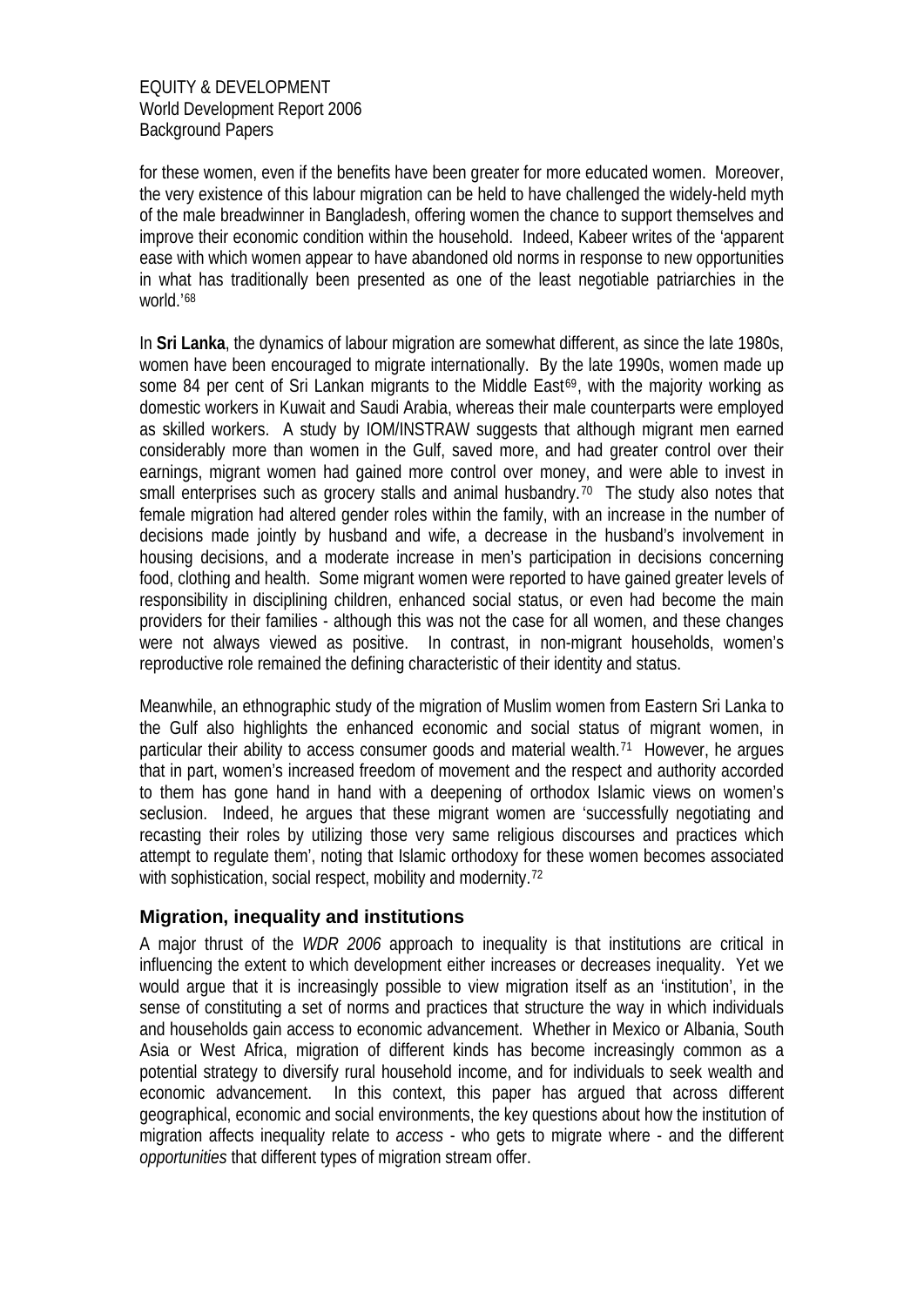for these women, even if the benefits have been greater for more educated women. Moreover, the very existence of this labour migration can be held to have challenged the widely-held myth of the male breadwinner in Bangladesh, offering women the chance to support themselves and improve their economic condition within the household. Indeed, Kabeer writes of the 'apparent ease with which women appear to have abandoned old norms in response to new opportunities in what has traditionally been presented as one of the least negotiable patriarchies in the world.'[68]

In **Sri Lanka**, the dynamics of labour migration are somewhat different, as since the late 1980s, women have been encouraged to migrate internationally. By the late 1990s, women made up some 84 per cent of Sri Lankan migrants to the Middle East[69], with the majority working as domestic workers in Kuwait and Saudi Arabia, whereas their male counterparts were employed as skilled workers. A study by IOM/INSTRAW suggests that although migrant men earned considerably more than women in the Gulf, saved more, and had greater control over their earnings, migrant women had gained more control over money, and were able to invest in small enterprises such as grocery stalls and animal husbandry.[70] The study also notes that female migration had altered gender roles within the family, with an increase in the number of decisions made jointly by husband and wife, a decrease in the husband's involvement in housing decisions, and a moderate increase in men's participation in decisions concerning food, clothing and health. Some migrant women were reported to have gained greater levels of responsibility in disciplining children, enhanced social status, or even had become the main providers for their families - although this was not the case for all women, and these changes were not always viewed as positive. In contrast, in non-migrant households, women's reproductive role remained the defining characteristic of their identity and status.

Meanwhile, an ethnographic study of the migration of Muslim women from Eastern Sri Lanka to the Gulf also highlights the enhanced economic and social status of migrant women, in particular their ability to access consumer goods and material wealth.[71] However, he argues that in part, women's increased freedom of movement and the respect and authority accorded to them has gone hand in hand with a deepening of orthodox Islamic views on women's seclusion. Indeed, he argues that these migrant women are 'successfully negotiating and recasting their roles by utilizing those very same religious discourses and practices which attempt to regulate them', noting that Islamic orthodoxy for these women becomes associated with sophistication, social respect, mobility and modernity.[72]

## Migration, inequality and institutions

A major thrust of the *WDR 2006* approach to inequality is that institutions are critical in influencing the extent to which development either increases or decreases inequality. Yet we would argue that it is increasingly possible to view migration itself as an 'institution', in the sense of constituting a set of norms and practices that structure the way in which individuals and households gain access to economic advancement. Whether in Mexico or Albania, South Asia or West Africa, migration of different kinds has become increasingly common as a potential strategy to diversify rural household income, and for individuals to seek wealth and economic advancement. In this context, this paper has argued that across different geographical, economic and social environments, the key questions about how the institution of migration affects inequality relate to *access* - who gets to migrate where - and the different *opportunities* that different types of migration stream offer.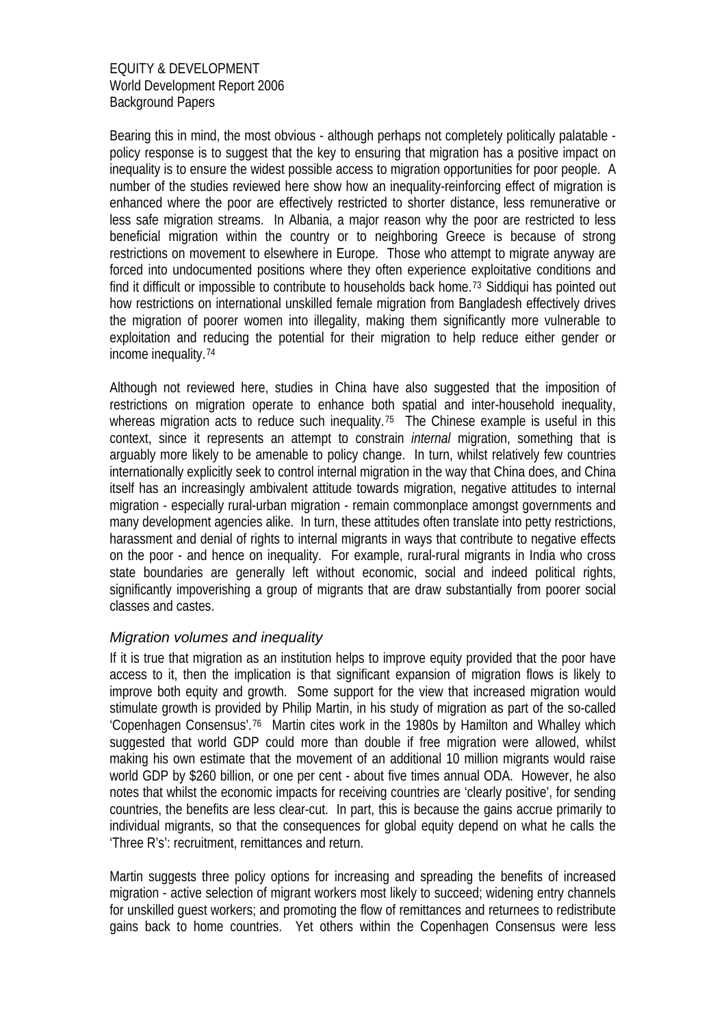Bearing this in mind, the most obvious - although perhaps not completely politically palatable - policy response is to suggest that the key to ensuring that migration has a positive impact on inequality is to ensure the widest possible access to migration opportunities for poor people. A number of the studies reviewed here show how an inequality-reinforcing effect of migration is enhanced where the poor are effectively restricted to shorter distance, less remunerative or less safe migration streams. In Albania, a major reason why the poor are restricted to less beneficial migration within the country or to neighboring Greece is because of strong restrictions on movement to elsewhere in Europe. Those who attempt to migrate anyway are forced into undocumented positions where they often experience exploitative conditions and find it difficult or impossible to contribute to households back home.[73] Siddiqui has pointed out how restrictions on international unskilled female migration from Bangladesh effectively drives the migration of poorer women into illegality, making them significantly more vulnerable to exploitation and reducing the potential for their migration to help reduce either gender or income inequality.[74]

Although not reviewed here, studies in China have also suggested that the imposition of restrictions on migration operate to enhance both spatial and inter-household inequality, whereas migration acts to reduce such inequality.[75] The Chinese example is useful in this context, since it represents an attempt to constrain *internal* migration, something that is arguably more likely to be amenable to policy change. In turn, whilst relatively few countries internationally explicitly seek to control internal migration in the way that China does, and China itself has an increasingly ambivalent attitude towards migration, negative attitudes to internal migration - especially rural-urban migration - remain commonplace amongst governments and many development agencies alike. In turn, these attitudes often translate into petty restrictions, harassment and denial of rights to internal migrants in ways that contribute to negative effects on the poor - and hence on inequality. For example, rural-rural migrants in India who cross state boundaries are generally left without economic, social and indeed political rights, significantly impoverishing a group of migrants that are draw substantially from poorer social classes and castes.

### *Migration volumes and inequality*

If it is true that migration as an institution helps to improve equity provided that the poor have access to it, then the implication is that significant expansion of migration flows is likely to improve both equity and growth. Some support for the view that increased migration would stimulate growth is provided by Philip Martin, in his study of migration as part of the so-called 'Copenhagen Consensus'.[76] Martin cites work in the 1980s by Hamilton and Whalley which suggested that world GDP could more than double if free migration were allowed, whilst making his own estimate that the movement of an additional 10 million migrants would raise world GDP by $260 billion, or one per cent - about five times annual ODA. However, he also notes that whilst the economic impacts for receiving countries are 'clearly positive', for sending countries, the benefits are less clear-cut. In part, this is because the gains accrue primarily to individual migrants, so that the consequences for global equity depend on what he calls the 'Three R's': recruitment, remittances and return.

Martin suggests three policy options for increasing and spreading the benefits of increased migration - active selection of migrant workers most likely to succeed; widening entry channels for unskilled guest workers; and promoting the flow of remittances and returnees to redistribute gains back to home countries. Yet others within the Copenhagen Consensus were less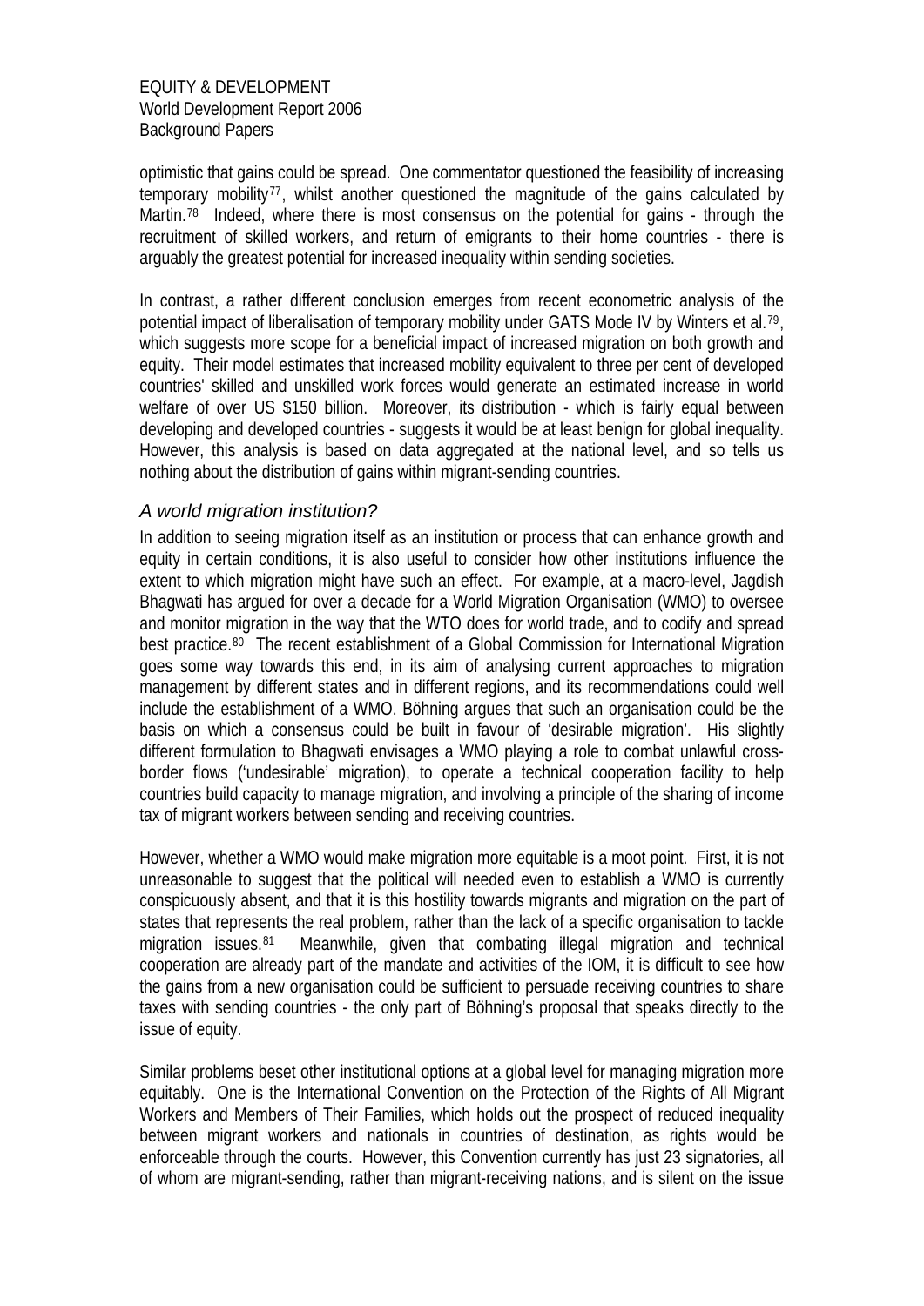optimistic that gains could be spread. One commentator questioned the feasibility of increasing temporary mobility[77], whilst another questioned the magnitude of the gains calculated by Martin.[78] Indeed, where there is most consensus on the potential for gains - through the recruitment of skilled workers, and return of emigrants to their home countries - there is arguably the greatest potential for increased inequality within sending societies.

In contrast, a rather different conclusion emerges from recent econometric analysis of the potential impact of liberalisation of temporary mobility under GATS Mode IV by Winters et al.[79], which suggests more scope for a beneficial impact of increased migration on both growth and equity. Their model estimates that increased mobility equivalent to three per cent of developed countries' skilled and unskilled work forces would generate an estimated increase in world welfare of over US $150 billion. Moreover, its distribution - which is fairly equal between developing and developed countries - suggests it would be at least benign for global inequality. However, this analysis is based on data aggregated at the national level, and so tells us nothing about the distribution of gains within migrant-sending countries.

### *A world migration institution?*

In addition to seeing migration itself as an institution or process that can enhance growth and equity in certain conditions, it is also useful to consider how other institutions influence the extent to which migration might have such an effect. For example, at a macro-level, Jagdish Bhagwati has argued for over a decade for a World Migration Organisation (WMO) to oversee and monitor migration in the way that the WTO does for world trade, and to codify and spread best practice.[80] The recent establishment of a Global Commission for International Migration goes some way towards this end, in its aim of analysing current approaches to migration management by different states and in different regions, and its recommendations could well include the establishment of a WMO. Böhning argues that such an organisation could be the basis on which a consensus could be built in favour of 'desirable migration'. His slightly different formulation to Bhagwati envisages a WMO playing a role to combat unlawful cross-border flows ('undesirable' migration), to operate a technical cooperation facility to help countries build capacity to manage migration, and involving a principle of the sharing of income tax of migrant workers between sending and receiving countries.

However, whether a WMO would make migration more equitable is a moot point. First, it is not unreasonable to suggest that the political will needed even to establish a WMO is currently conspicuously absent, and that it is this hostility towards migrants and migration on the part of states that represents the real problem, rather than the lack of a specific organisation to tackle migration issues.[81] Meanwhile, given that combating illegal migration and technical cooperation are already part of the mandate and activities of the IOM, it is difficult to see how the gains from a new organisation could be sufficient to persuade receiving countries to share taxes with sending countries - the only part of Böhning's proposal that speaks directly to the issue of equity.

Similar problems beset other institutional options at a global level for managing migration more equitably. One is the International Convention on the Protection of the Rights of All Migrant Workers and Members of Their Families, which holds out the prospect of reduced inequality between migrant workers and nationals in countries of destination, as rights would be enforceable through the courts. However, this Convention currently has just 23 signatories, all of whom are migrant-sending, rather than migrant-receiving nations, and is silent on the issue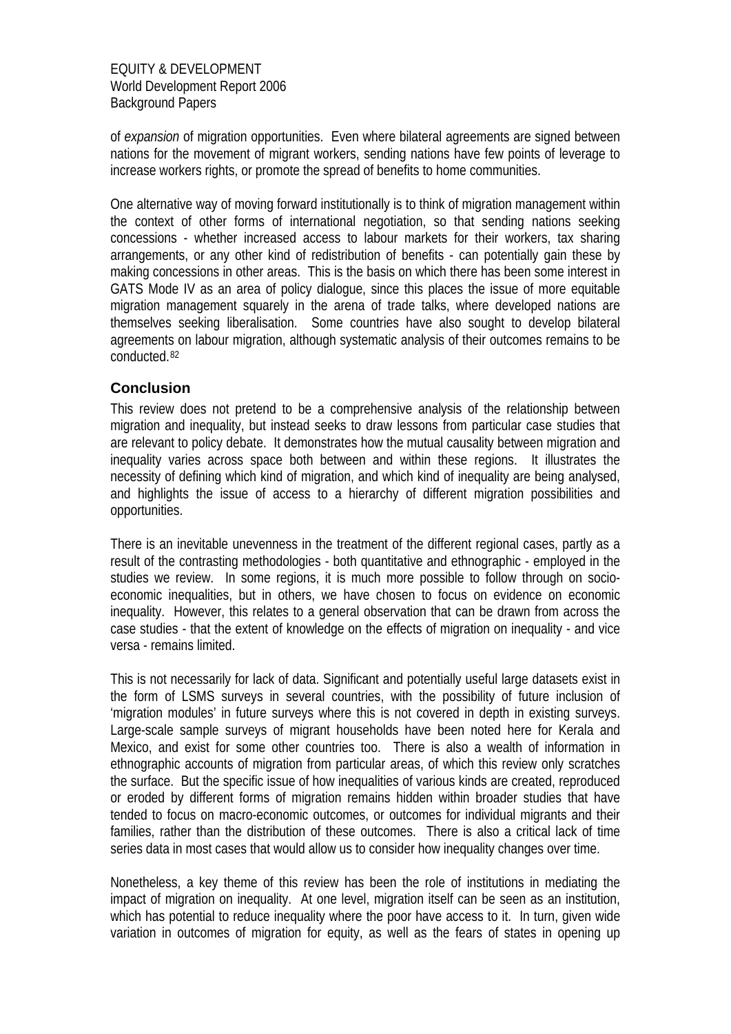of *expansion* of migration opportunities. Even where bilateral agreements are signed between nations for the movement of migrant workers, sending nations have few points of leverage to increase workers rights, or promote the spread of benefits to home communities.

One alternative way of moving forward institutionally is to think of migration management within the context of other forms of international negotiation, so that sending nations seeking concessions - whether increased access to labour markets for their workers, tax sharing arrangements, or any other kind of redistribution of benefits - can potentially gain these by making concessions in other areas. This is the basis on which there has been some interest in GATS Mode IV as an area of policy dialogue, since this places the issue of more equitable migration management squarely in the arena of trade talks, where developed nations are themselves seeking liberalisation. Some countries have also sought to develop bilateral agreements on labour migration, although systematic analysis of their outcomes remains to be conducted.[82]

## Conclusion

This review does not pretend to be a comprehensive analysis of the relationship between migration and inequality, but instead seeks to draw lessons from particular case studies that are relevant to policy debate. It demonstrates how the mutual causality between migration and inequality varies across space both between and within these regions. It illustrates the necessity of defining which kind of migration, and which kind of inequality are being analysed, and highlights the issue of access to a hierarchy of different migration possibilities and opportunities.

There is an inevitable unevenness in the treatment of the different regional cases, partly as a result of the contrasting methodologies - both quantitative and ethnographic - employed in the studies we review. In some regions, it is much more possible to follow through on socio-economic inequalities, but in others, we have chosen to focus on evidence on economic inequality. However, this relates to a general observation that can be drawn from across the case studies - that the extent of knowledge on the effects of migration on inequality - and vice versa - remains limited.

This is not necessarily for lack of data. Significant and potentially useful large datasets exist in the form of LSMS surveys in several countries, with the possibility of future inclusion of 'migration modules' in future surveys where this is not covered in depth in existing surveys. Large-scale sample surveys of migrant households have been noted here for Kerala and Mexico, and exist for some other countries too. There is also a wealth of information in ethnographic accounts of migration from particular areas, of which this review only scratches the surface. But the specific issue of how inequalities of various kinds are created, reproduced or eroded by different forms of migration remains hidden within broader studies that have tended to focus on macro-economic outcomes, or outcomes for individual migrants and their families, rather than the distribution of these outcomes. There is also a critical lack of time series data in most cases that would allow us to consider how inequality changes over time.

Nonetheless, a key theme of this review has been the role of institutions in mediating the impact of migration on inequality. At one level, migration itself can be seen as an institution, which has potential to reduce inequality where the poor have access to it. In turn, given wide variation in outcomes of migration for equity, as well as the fears of states in opening up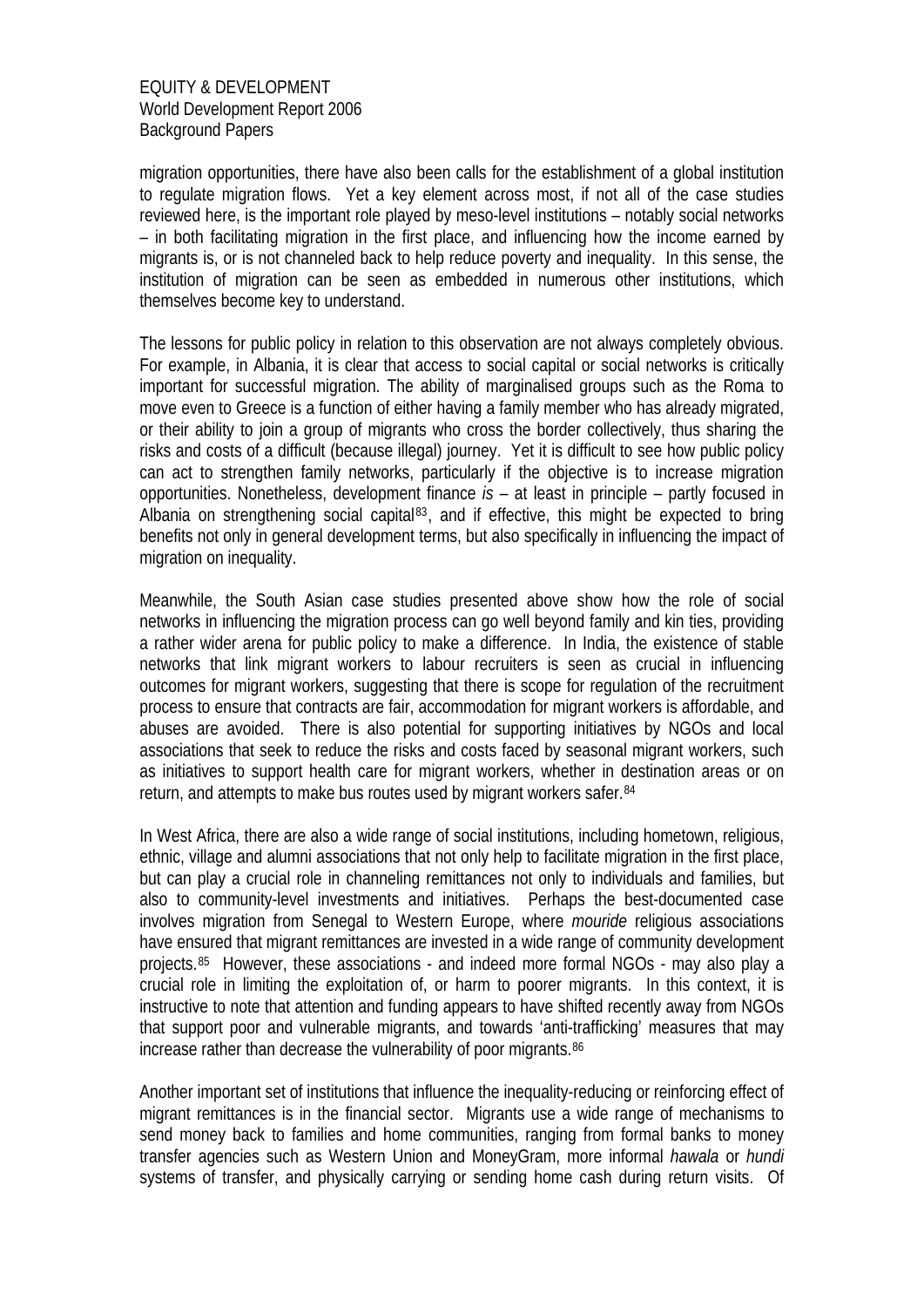migration opportunities, there have also been calls for the establishment of a global institution to regulate migration flows. Yet a key element across most, if not all of the case studies reviewed here, is the important role played by meso-level institutions – notably social networks – in both facilitating migration in the first place, and influencing how the income earned by migrants is, or is not channeled back to help reduce poverty and inequality. In this sense, the institution of migration can be seen as embedded in numerous other institutions, which themselves become key to understand.

The lessons for public policy in relation to this observation are not always completely obvious. For example, in Albania, it is clear that access to social capital or social networks is critically important for successful migration. The ability of marginalised groups such as the Roma to move even to Greece is a function of either having a family member who has already migrated, or their ability to join a group of migrants who cross the border collectively, thus sharing the risks and costs of a difficult (because illegal) journey. Yet it is difficult to see how public policy can act to strengthen family networks, particularly if the objective is to increase migration opportunities. Nonetheless, development finance *is* – at least in principle – partly focused in Albania on strengthening social capital[83], and if effective, this might be expected to bring benefits not only in general development terms, but also specifically in influencing the impact of migration on inequality.

Meanwhile, the South Asian case studies presented above show how the role of social networks in influencing the migration process can go well beyond family and kin ties, providing a rather wider arena for public policy to make a difference. In India, the existence of stable networks that link migrant workers to labour recruiters is seen as crucial in influencing outcomes for migrant workers, suggesting that there is scope for regulation of the recruitment process to ensure that contracts are fair, accommodation for migrant workers is affordable, and abuses are avoided. There is also potential for supporting initiatives by NGOs and local associations that seek to reduce the risks and costs faced by seasonal migrant workers, such as initiatives to support health care for migrant workers, whether in destination areas or on return, and attempts to make bus routes used by migrant workers safer.[84]

In West Africa, there are also a wide range of social institutions, including hometown, religious, ethnic, village and alumni associations that not only help to facilitate migration in the first place, but can play a crucial role in channeling remittances not only to individuals and families, but also to community-level investments and initiatives. Perhaps the best-documented case involves migration from Senegal to Western Europe, where *mouride* religious associations have ensured that migrant remittances are invested in a wide range of community development projects.[85] However, these associations - and indeed more formal NGOs - may also play a crucial role in limiting the exploitation of, or harm to poorer migrants. In this context, it is instructive to note that attention and funding appears to have shifted recently away from NGOs that support poor and vulnerable migrants, and towards 'anti-trafficking' measures that may increase rather than decrease the vulnerability of poor migrants.[86]

Another important set of institutions that influence the inequality-reducing or reinforcing effect of migrant remittances is in the financial sector. Migrants use a wide range of mechanisms to send money back to families and home communities, ranging from formal banks to money transfer agencies such as Western Union and MoneyGram, more informal *hawala* or *hundi* systems of transfer, and physically carrying or sending home cash during return visits. Of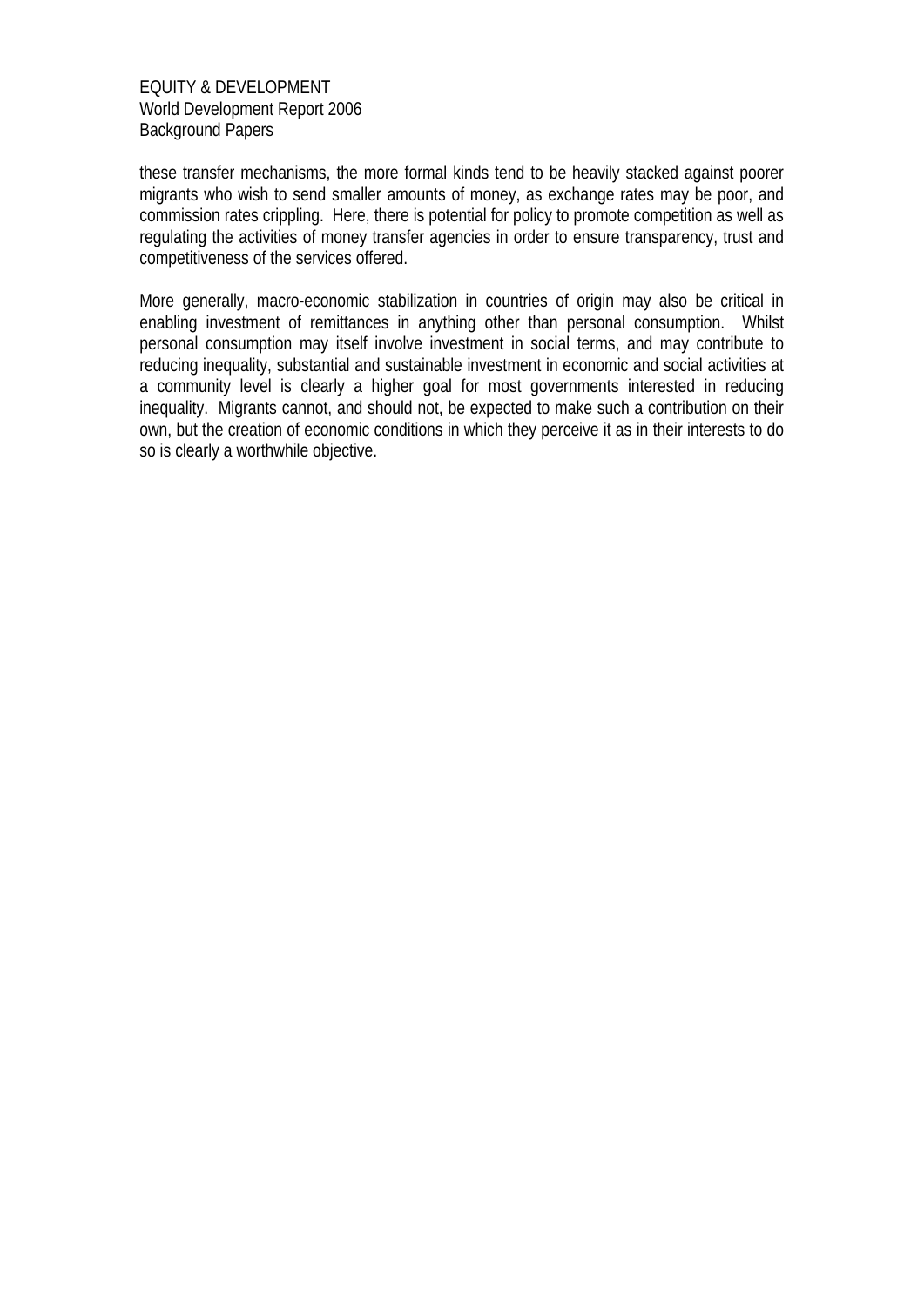these transfer mechanisms, the more formal kinds tend to be heavily stacked against poorer migrants who wish to send smaller amounts of money, as exchange rates may be poor, and commission rates crippling. Here, there is potential for policy to promote competition as well as regulating the activities of money transfer agencies in order to ensure transparency, trust and competitiveness of the services offered.

More generally, macro-economic stabilization in countries of origin may also be critical in enabling investment of remittances in anything other than personal consumption. Whilst personal consumption may itself involve investment in social terms, and may contribute to reducing inequality, substantial and sustainable investment in economic and social activities at a community level is clearly a higher goal for most governments interested in reducing inequality. Migrants cannot, and should not, be expected to make such a contribution on their own, but the creation of economic conditions in which they perceive it as in their interests to do so is clearly a worthwhile objective.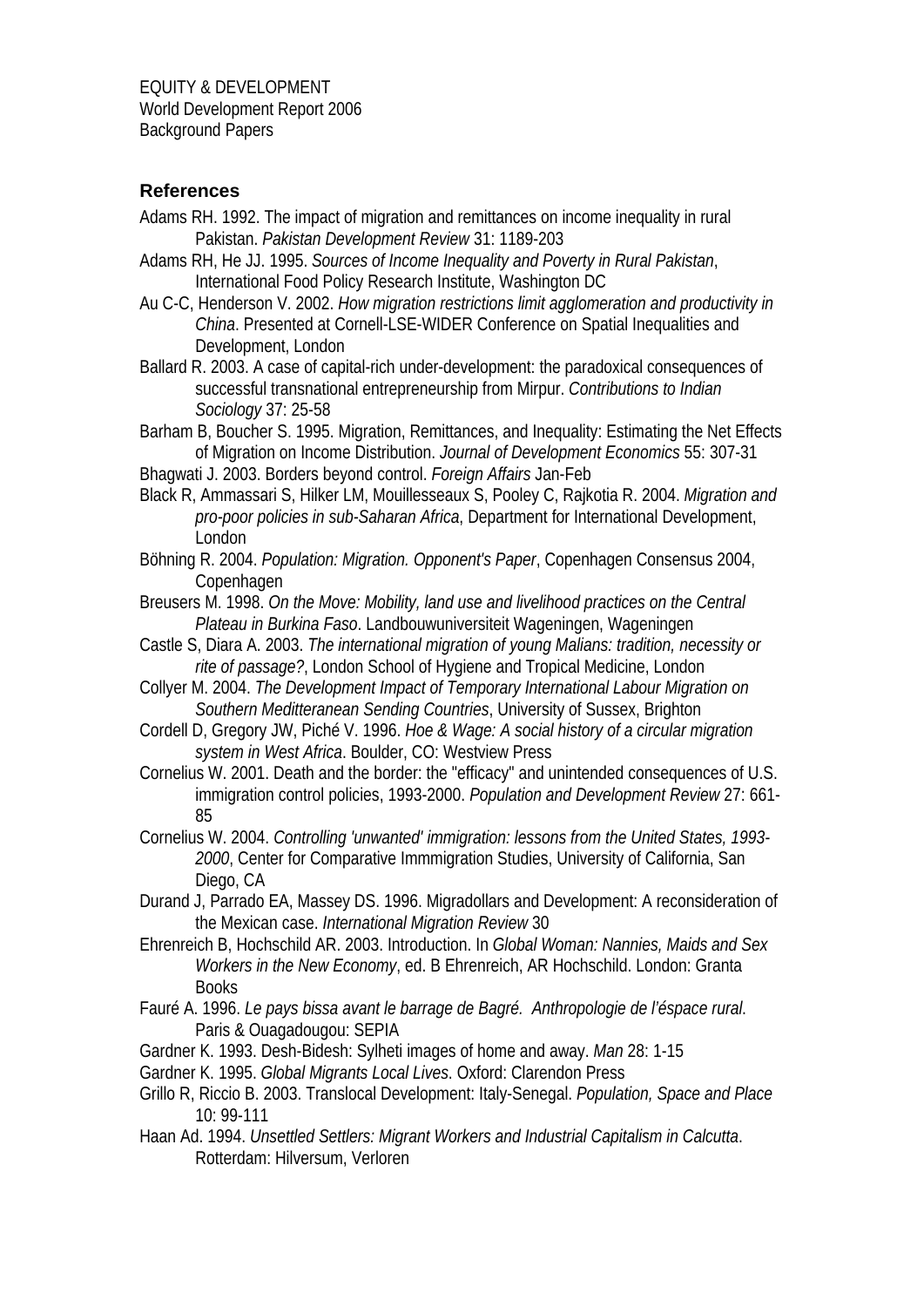EQUITY & DEVELOPMENT
World Development Report 2006
Background Papers

### References

Adams RH. 1992. The impact of migration and remittances on income inequality in rural Pakistan. *Pakistan Development Review* 31: 1189-203

Adams RH, He JJ. 1995. *Sources of Income Inequality and Poverty in Rural Pakistan*, International Food Policy Research Institute, Washington DC

Au C-C, Henderson V. 2002. *How migration restrictions limit agglomeration and productivity in China*. Presented at Cornell-LSE-WIDER Conference on Spatial Inequalities and Development, London

Ballard R. 2003. A case of capital-rich under-development: the paradoxical consequences of successful transnational entrepreneurship from Mirpur. *Contributions to Indian Sociology* 37: 25-58

Barham B, Boucher S. 1995. Migration, Remittances, and Inequality: Estimating the Net Effects of Migration on Income Distribution. *Journal of Development Economics* 55: 307-31

Bhagwati J. 2003. Borders beyond control. *Foreign Affairs* Jan-Feb

Black R, Ammassari S, Hilker LM, Mouillesseaux S, Pooley C, Rajkotia R. 2004. *Migration and pro-poor policies in sub-Saharan Africa*, Department for International Development, London

Böhning R. 2004. *Population: Migration. Opponent's Paper*, Copenhagen Consensus 2004, Copenhagen

Breusers M. 1998. *On the Move: Mobility, land use and livelihood practices on the Central Plateau in Burkina Faso*. Landbouwuniversiteit Wageningen, Wageningen

Castle S, Diara A. 2003. *The international migration of young Malians: tradition, necessity or rite of passage?*, London School of Hygiene and Tropical Medicine, London

Collyer M. 2004. *The Development Impact of Temporary International Labour Migration on Southern Meditteranean Sending Countries*, University of Sussex, Brighton

Cordell D, Gregory JW, Piché V. 1996. *Hoe & Wage: A social history of a circular migration system in West Africa*. Boulder, CO: Westview Press

Cornelius W. 2001. Death and the border: the "efficacy" and unintended consequences of U.S. immigration control policies, 1993-2000. *Population and Development Review* 27: 661-85

Cornelius W. 2004. *Controlling 'unwanted' immigration: lessons from the United States, 1993-2000*, Center for Comparative Immmigration Studies, University of California, San Diego, CA

Durand J, Parrado EA, Massey DS. 1996. Migradollars and Development: A reconsideration of the Mexican case. *International Migration Review* 30

Ehrenreich B, Hochschild AR. 2003. Introduction. In *Global Woman: Nannies, Maids and Sex Workers in the New Economy*, ed. B Ehrenreich, AR Hochschild. London: Granta Books

Fauré A. 1996. *Le pays bissa avant le barrage de Bagré. Anthropologie de l'éspace rural*. Paris & Ouagadougou: SEPIA

Gardner K. 1993. Desh-Bidesh: Sylheti images of home and away. *Man* 28: 1-15

Gardner K. 1995. *Global Migrants Local Lives*. Oxford: Clarendon Press

Grillo R, Riccio B. 2003. Translocal Development: Italy-Senegal. *Population, Space and Place* 10: 99-111

Haan Ad. 1994. *Unsettled Settlers: Migrant Workers and Industrial Capitalism in Calcutta*. Rotterdam: Hilversum, Verloren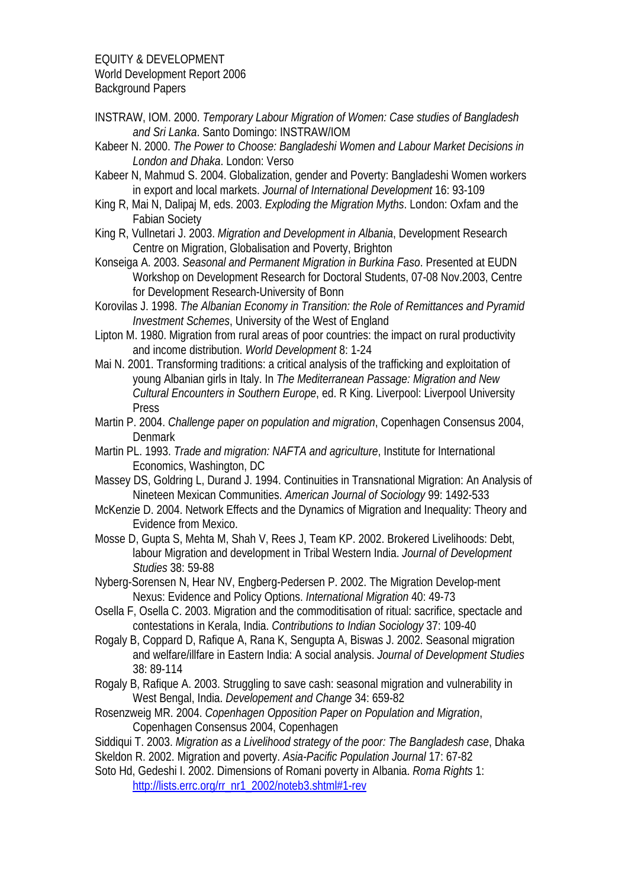EQUITY & DEVELOPMENT
World Development Report 2006
Background Papers

INSTRAW, IOM. 2000. *Temporary Labour Migration of Women: Case studies of Bangladesh and Sri Lanka*. Santo Domingo: INSTRAW/IOM

Kabeer N. 2000. *The Power to Choose: Bangladeshi Women and Labour Market Decisions in London and Dhaka*. London: Verso

Kabeer N, Mahmud S. 2004. Globalization, gender and Poverty: Bangladeshi Women workers in export and local markets. *Journal of International Development* 16: 93-109

King R, Mai N, Dalipaj M, eds. 2003. *Exploding the Migration Myths*. London: Oxfam and the Fabian Society

King R, Vullnetari J. 2003. *Migration and Development in Albania*, Development Research Centre on Migration, Globalisation and Poverty, Brighton

Konseiga A. 2003. *Seasonal and Permanent Migration in Burkina Faso*. Presented at EUDN Workshop on Development Research for Doctoral Students, 07-08 Nov.2003, Centre for Development Research-University of Bonn

Korovilas J. 1998. *The Albanian Economy in Transition: the Role of Remittances and Pyramid Investment Schemes*, University of the West of England

Lipton M. 1980. Migration from rural areas of poor countries: the impact on rural productivity and income distribution. *World Development* 8: 1-24

Mai N. 2001. Transforming traditions: a critical analysis of the trafficking and exploitation of young Albanian girls in Italy. In *The Mediterranean Passage: Migration and New Cultural Encounters in Southern Europe*, ed. R King. Liverpool: Liverpool University Press

Martin P. 2004. *Challenge paper on population and migration*, Copenhagen Consensus 2004, Denmark

Martin PL. 1993. *Trade and migration: NAFTA and agriculture*, Institute for International Economics, Washington, DC

Massey DS, Goldring L, Durand J. 1994. Continuities in Transnational Migration: An Analysis of Nineteen Mexican Communities. *American Journal of Sociology* 99: 1492-533

McKenzie D. 2004. Network Effects and the Dynamics of Migration and Inequality: Theory and Evidence from Mexico.

Mosse D, Gupta S, Mehta M, Shah V, Rees J, Team KP. 2002. Brokered Livelihoods: Debt, labour Migration and development in Tribal Western India. *Journal of Development Studies* 38: 59-88

Nyberg-Sorensen N, Hear NV, Engberg-Pedersen P. 2002. The Migration Develop-ment Nexus: Evidence and Policy Options. *International Migration* 40: 49-73

Osella F, Osella C. 2003. Migration and the commoditisation of ritual: sacrifice, spectacle and contestations in Kerala, India. *Contributions to Indian Sociology* 37: 109-40

Rogaly B, Coppard D, Rafique A, Rana K, Sengupta A, Biswas J. 2002. Seasonal migration and welfare/illfare in Eastern India: A social analysis. *Journal of Development Studies* 38: 89-114

Rogaly B, Rafique A. 2003. Struggling to save cash: seasonal migration and vulnerability in West Bengal, India. *Developement and Change* 34: 659-82

Rosenzweig MR. 2004. *Copenhagen Opposition Paper on Population and Migration*, Copenhagen Consensus 2004, Copenhagen

Siddiqui T. 2003. *Migration as a Livelihood strategy of the poor: The Bangladesh case*, Dhaka

Skeldon R. 2002. Migration and poverty. *Asia-Pacific Population Journal* 17: 67-82

Soto Hd, Gedeshi I. 2002. Dimensions of Romani poverty in Albania. *Roma Rights* 1: http://lists.errc.org/rr_nr1_2002/noteb3.shtml#1-rev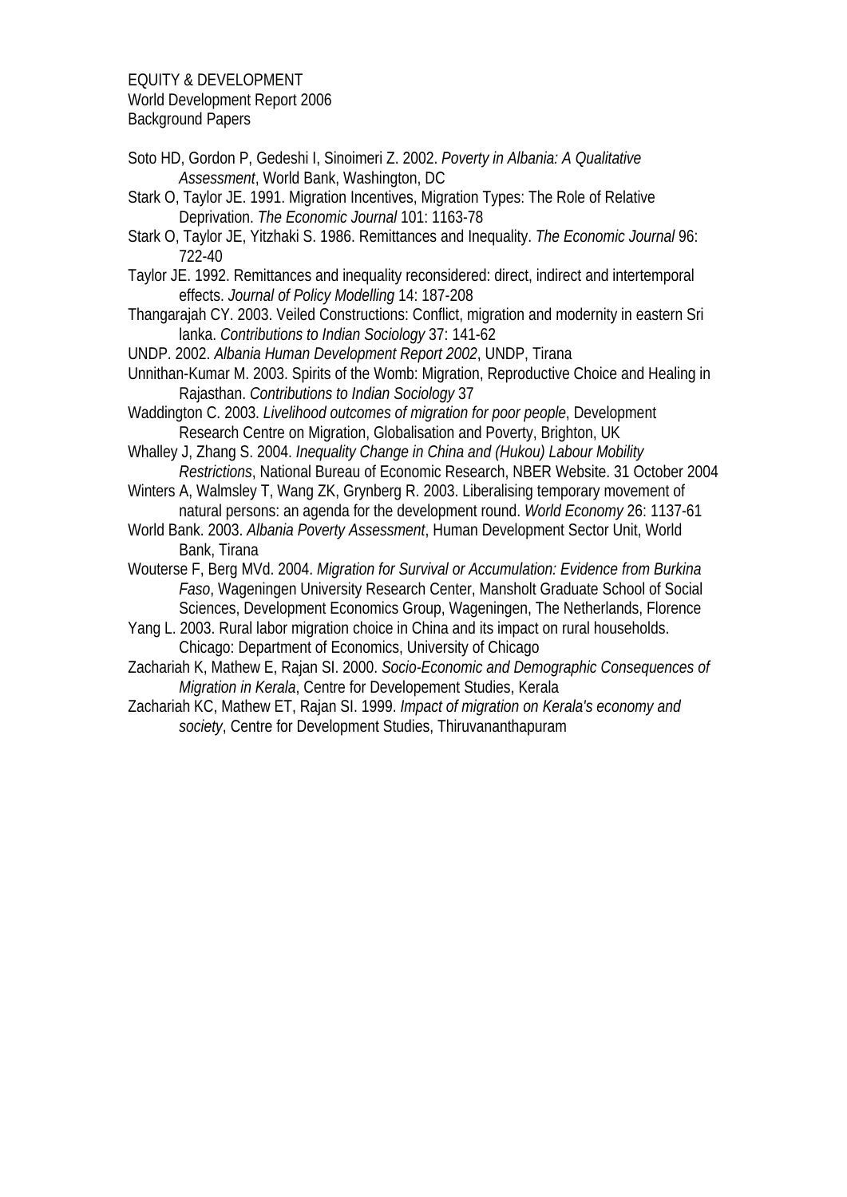Soto HD, Gordon P, Gedeshi I, Sinoimeri Z. 2002. *Poverty in Albania: A Qualitative Assessment*, World Bank, Washington, DC

Stark O, Taylor JE. 1991. Migration Incentives, Migration Types: The Role of Relative Deprivation. *The Economic Journal* 101: 1163-78

Stark O, Taylor JE, Yitzhaki S. 1986. Remittances and Inequality. *The Economic Journal* 96: 722-40

Taylor JE. 1992. Remittances and inequality reconsidered: direct, indirect and intertemporal effects. *Journal of Policy Modelling* 14: 187-208

Thangarajah CY. 2003. Veiled Constructions: Conflict, migration and modernity in eastern Sri lanka. *Contributions to Indian Sociology* 37: 141-62

UNDP. 2002. *Albania Human Development Report 2002*, UNDP, Tirana

Unnithan-Kumar M. 2003. Spirits of the Womb: Migration, Reproductive Choice and Healing in Rajasthan. *Contributions to Indian Sociology* 37

Waddington C. 2003. *Livelihood outcomes of migration for poor people*, Development Research Centre on Migration, Globalisation and Poverty, Brighton, UK

Whalley J, Zhang S. 2004. *Inequality Change in China and (Hukou) Labour Mobility Restrictions*, National Bureau of Economic Research, NBER Website. 31 October 2004

Winters A, Walmsley T, Wang ZK, Grynberg R. 2003. Liberalising temporary movement of natural persons: an agenda for the development round. *World Economy* 26: 1137-61

World Bank. 2003. *Albania Poverty Assessment*, Human Development Sector Unit, World Bank, Tirana

Wouterse F, Berg MVd. 2004. *Migration for Survival or Accumulation: Evidence from Burkina Faso*, Wageningen University Research Center, Mansholt Graduate School of Social Sciences, Development Economics Group, Wageningen, The Netherlands, Florence

Yang L. 2003. Rural labor migration choice in China and its impact on rural households. Chicago: Department of Economics, University of Chicago

Zachariah K, Mathew E, Rajan SI. 2000. *Socio-Economic and Demographic Consequences of Migration in Kerala*, Centre for Developement Studies, Kerala

Zachariah KC, Mathew ET, Rajan SI. 1999. *Impact of migration on Kerala's economy and society*, Centre for Development Studies, Thiruvananthapuram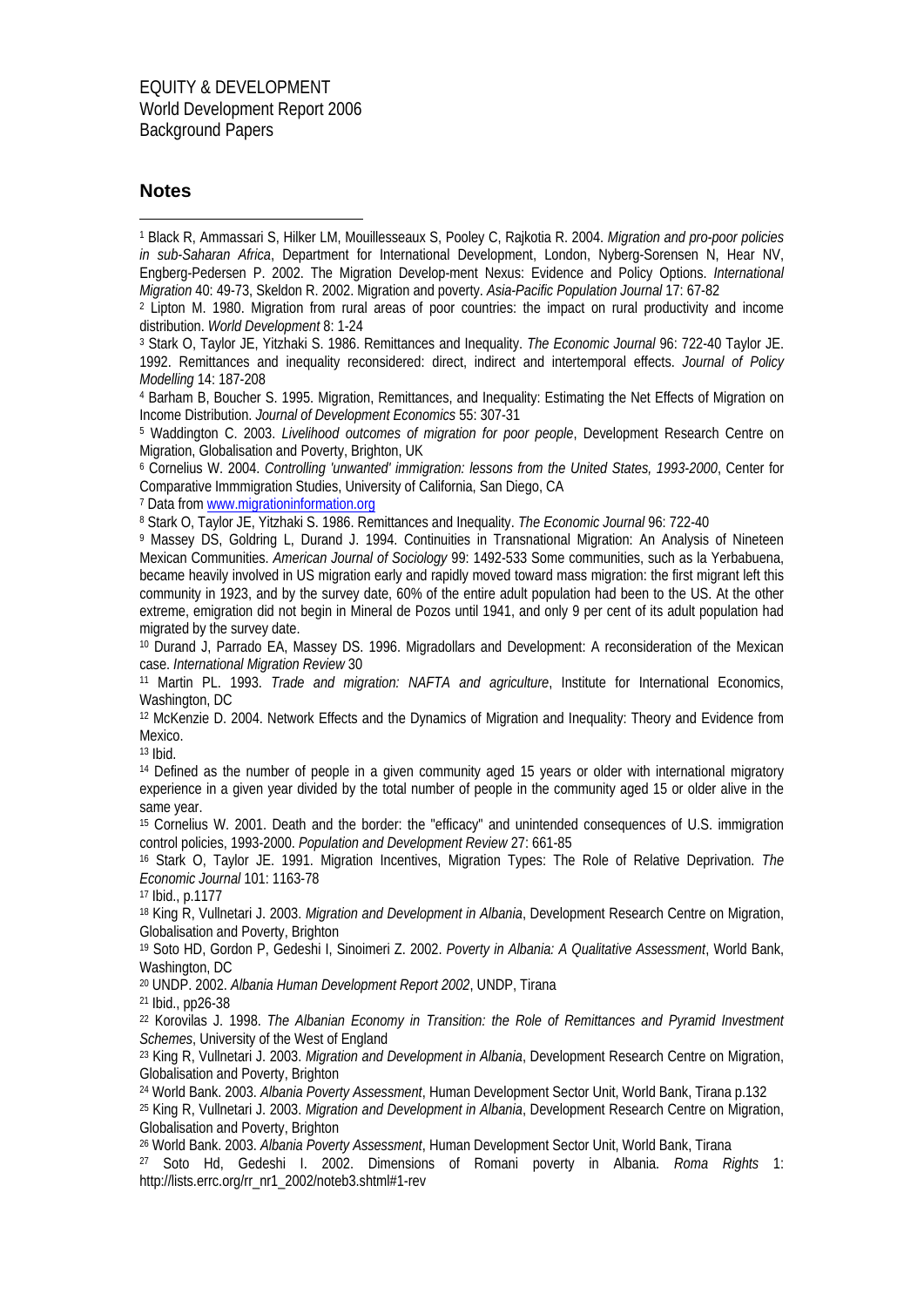EQUITY & DEVELOPMENT
World Development Report 2006
Background Papers

## Notes

[1] Black R, Ammassari S, Hilker LM, Mouillesseaux S, Pooley C, Rajkotia R. 2004. *Migration and pro-poor policies in sub-Saharan Africa*, Department for International Development, London, Nyberg-Sorensen N, Hear NV, Engberg-Pedersen P. 2002. The Migration Develop-ment Nexus: Evidence and Policy Options. *International Migration* 40: 49-73, Skeldon R. 2002. Migration and poverty. *Asia-Pacific Population Journal* 17: 67-82

[2] Lipton M. 1980. Migration from rural areas of poor countries: the impact on rural productivity and income distribution. *World Development* 8: 1-24

[3] Stark O, Taylor JE, Yitzhaki S. 1986. Remittances and Inequality. *The Economic Journal* 96: 722-40 Taylor JE. 1992. Remittances and inequality reconsidered: direct, indirect and intertemporal effects. *Journal of Policy Modelling* 14: 187-208

[4] Barham B, Boucher S. 1995. Migration, Remittances, and Inequality: Estimating the Net Effects of Migration on Income Distribution. *Journal of Development Economics* 55: 307-31

[5] Waddington C. 2003. *Livelihood outcomes of migration for poor people*, Development Research Centre on Migration, Globalisation and Poverty, Brighton, UK

[6] Cornelius W. 2004. *Controlling 'unwanted' immigration: lessons from the United States, 1993-2000*, Center for Comparative Immmigration Studies, University of California, San Diego, CA

[7] Data from www.migrationinformation.org

[8] Stark O, Taylor JE, Yitzhaki S. 1986. Remittances and Inequality. *The Economic Journal* 96: 722-40

[9] Massey DS, Goldring L, Durand J. 1994. Continuities in Transnational Migration: An Analysis of Nineteen Mexican Communities. *American Journal of Sociology* 99: 1492-533 Some communities, such as la Yerbabuena, became heavily involved in US migration early and rapidly moved toward mass migration: the first migrant left this community in 1923, and by the survey date, 60% of the entire adult population had been to the US. At the other extreme, emigration did not begin in Mineral de Pozos until 1941, and only 9 per cent of its adult population had migrated by the survey date.

[10] Durand J, Parrado EA, Massey DS. 1996. Migradollars and Development: A reconsideration of the Mexican case. *International Migration Review* 30

[11] Martin PL. 1993. *Trade and migration: NAFTA and agriculture*, Institute for International Economics, Washington, DC

[12] McKenzie D. 2004. Network Effects and the Dynamics of Migration and Inequality: Theory and Evidence from Mexico.

[13] Ibid.

[14] Defined as the number of people in a given community aged 15 years or older with international migratory experience in a given year divided by the total number of people in the community aged 15 or older alive in the same year.

[15] Cornelius W. 2001. Death and the border: the "efficacy" and unintended consequences of U.S. immigration control policies, 1993-2000. *Population and Development Review* 27: 661-85

[16] Stark O, Taylor JE. 1991. Migration Incentives, Migration Types: The Role of Relative Deprivation. *The Economic Journal* 101: 1163-78

[17] Ibid., p.1177

[18] King R, Vullnetari J. 2003. *Migration and Development in Albania*, Development Research Centre on Migration, Globalisation and Poverty, Brighton

[19] Soto HD, Gordon P, Gedeshi I, Sinoimeri Z. 2002. *Poverty in Albania: A Qualitative Assessment*, World Bank, Washington, DC

[20] UNDP. 2002. *Albania Human Development Report 2002*, UNDP, Tirana

[21] Ibid., pp26-38

[22] Korovilas J. 1998. *The Albanian Economy in Transition: the Role of Remittances and Pyramid Investment Schemes*, University of the West of England

[23] King R, Vullnetari J. 2003. *Migration and Development in Albania*, Development Research Centre on Migration, Globalisation and Poverty, Brighton

[24] World Bank. 2003. *Albania Poverty Assessment*, Human Development Sector Unit, World Bank, Tirana p.132

[25] King R, Vullnetari J. 2003. *Migration and Development in Albania*, Development Research Centre on Migration, Globalisation and Poverty, Brighton

[26] World Bank. 2003. *Albania Poverty Assessment*, Human Development Sector Unit, World Bank, Tirana

[27] Soto Hd, Gedeshi I. 2002. Dimensions of Romani poverty in Albania. *Roma Rights* 1: http://lists.errc.org/rr_nr1_2002/noteb3.shtml#1-rev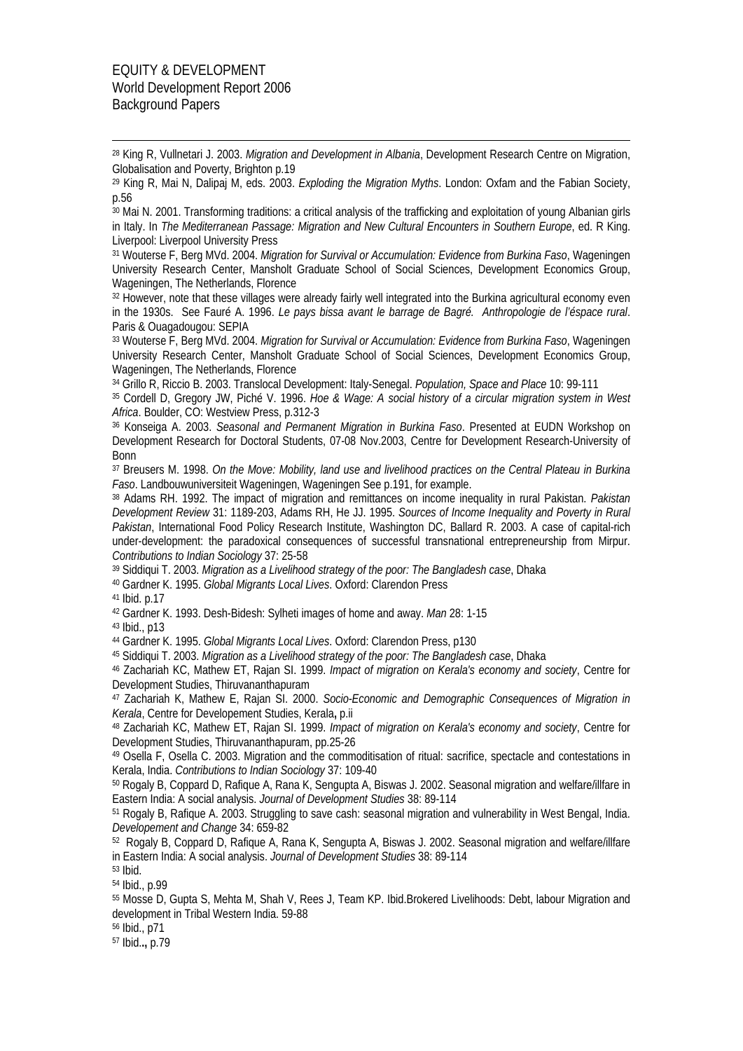[28] King R, Vullnetari J. 2003. *Migration and Development in Albania*, Development Research Centre on Migration, Globalisation and Poverty, Brighton p.19

[29] King R, Mai N, Dalipaj M, eds. 2003. *Exploding the Migration Myths*. London: Oxfam and the Fabian Society, p.56

[30] Mai N. 2001. Transforming traditions: a critical analysis of the trafficking and exploitation of young Albanian girls in Italy. In *The Mediterranean Passage: Migration and New Cultural Encounters in Southern Europe*, ed. R King. Liverpool: Liverpool University Press

[31] Wouterse F, Berg MVd. 2004. *Migration for Survival or Accumulation: Evidence from Burkina Faso*, Wageningen University Research Center, Mansholt Graduate School of Social Sciences, Development Economics Group, Wageningen, The Netherlands, Florence

[32] However, note that these villages were already fairly well integrated into the Burkina agricultural economy even in the 1930s. See Fauré A. 1996. *Le pays bissa avant le barrage de Bagré. Anthropologie de l'éspace rural*. Paris & Ouagadougou: SEPIA

[33] Wouterse F, Berg MVd. 2004. *Migration for Survival or Accumulation: Evidence from Burkina Faso*, Wageningen University Research Center, Mansholt Graduate School of Social Sciences, Development Economics Group, Wageningen, The Netherlands, Florence

[34] Grillo R, Riccio B. 2003. Translocal Development: Italy-Senegal. *Population, Space and Place* 10: 99-111

[35] Cordell D, Gregory JW, Piché V. 1996. *Hoe & Wage: A social history of a circular migration system in West Africa*. Boulder, CO: Westview Press, p.312-3

[36] Konseiga A. 2003. *Seasonal and Permanent Migration in Burkina Faso*. Presented at EUDN Workshop on Development Research for Doctoral Students, 07-08 Nov.2003, Centre for Development Research-University of Bonn

[37] Breusers M. 1998. *On the Move: Mobility, land use and livelihood practices on the Central Plateau in Burkina Faso*. Landbouwuniversiteit Wageningen, Wageningen See p.191, for example.

[38] Adams RH. 1992. The impact of migration and remittances on income inequality in rural Pakistan. *Pakistan Development Review* 31: 1189-203, Adams RH, He JJ. 1995. *Sources of Income Inequality and Poverty in Rural Pakistan*, International Food Policy Research Institute, Washington DC, Ballard R. 2003. A case of capital-rich under-development: the paradoxical consequences of successful transnational entrepreneurship from Mirpur. *Contributions to Indian Sociology* 37: 25-58

[39] Siddiqui T. 2003. *Migration as a Livelihood strategy of the poor: The Bangladesh case*, Dhaka

[40] Gardner K. 1995. *Global Migrants Local Lives*. Oxford: Clarendon Press

[41] Ibid. p.17

[42] Gardner K. 1993. Desh-Bidesh: Sylheti images of home and away. *Man* 28: 1-15

[43] Ibid., p13

[44] Gardner K. 1995. *Global Migrants Local Lives*. Oxford: Clarendon Press, p130

[45] Siddiqui T. 2003. *Migration as a Livelihood strategy of the poor: The Bangladesh case*, Dhaka

[46] Zachariah KC, Mathew ET, Rajan SI. 1999. *Impact of migration on Kerala's economy and society*, Centre for Development Studies, Thiruvananthapuram

[47] Zachariah K, Mathew E, Rajan SI. 2000. *Socio-Economic and Demographic Consequences of Migration in Kerala*, Centre for Developement Studies, Kerala**,** p.ii

[48] Zachariah KC, Mathew ET, Rajan SI. 1999. *Impact of migration on Kerala's economy and society*, Centre for Development Studies, Thiruvananthapuram, pp.25-26

[49] Osella F, Osella C. 2003. Migration and the commoditisation of ritual: sacrifice, spectacle and contestations in Kerala, India. *Contributions to Indian Sociology* 37: 109-40

[50] Rogaly B, Coppard D, Rafique A, Rana K, Sengupta A, Biswas J. 2002. Seasonal migration and welfare/illfare in Eastern India: A social analysis. *Journal of Development Studies* 38: 89-114

[51] Rogaly B, Rafique A. 2003. Struggling to save cash: seasonal migration and vulnerability in West Bengal, India. *Developement and Change* 34: 659-82

[52] Rogaly B, Coppard D, Rafique A, Rana K, Sengupta A, Biswas J. 2002. Seasonal migration and welfare/illfare in Eastern India: A social analysis. *Journal of Development Studies* 38: 89-114

[53] Ibid.

[54] Ibid., p.99

[55] Mosse D, Gupta S, Mehta M, Shah V, Rees J, Team KP. Ibid.Brokered Livelihoods: Debt, labour Migration and development in Tribal Western India. 59-88

[56] Ibid., p71

[57] Ibid.**.,** p.79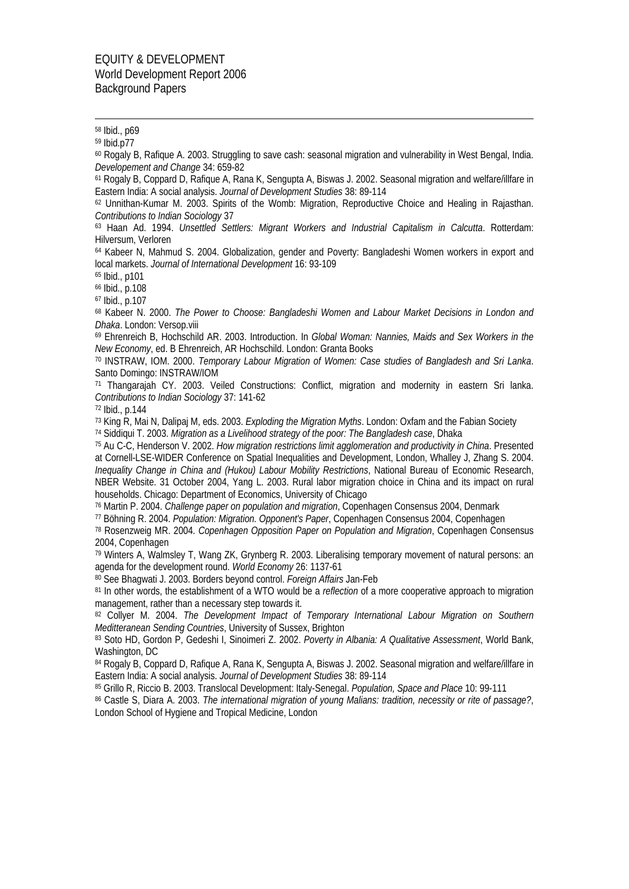[58] Ibid., p69

[59] Ibid.p77

[60] Rogaly B, Rafique A. 2003. Struggling to save cash: seasonal migration and vulnerability in West Bengal, India. *Developement and Change* 34: 659-82

[61] Rogaly B, Coppard D, Rafique A, Rana K, Sengupta A, Biswas J. 2002. Seasonal migration and welfare/illfare in Eastern India: A social analysis. *Journal of Development Studies* 38: 89-114

[62] Unnithan-Kumar M. 2003. Spirits of the Womb: Migration, Reproductive Choice and Healing in Rajasthan. *Contributions to Indian Sociology* 37

[63] Haan Ad. 1994. *Unsettled Settlers: Migrant Workers and Industrial Capitalism in Calcutta*. Rotterdam: Hilversum, Verloren

[64] Kabeer N, Mahmud S. 2004. Globalization, gender and Poverty: Bangladeshi Women workers in export and local markets. *Journal of International Development* 16: 93-109

[65] Ibid., p101

[66] Ibid., p.108

[67] Ibid., p.107

[68] Kabeer N. 2000. *The Power to Choose: Bangladeshi Women and Labour Market Decisions in London and Dhaka*. London: Versop.viii

[69] Ehrenreich B, Hochschild AR. 2003. Introduction. In *Global Woman: Nannies, Maids and Sex Workers in the New Economy*, ed. B Ehrenreich, AR Hochschild. London: Granta Books

[70] INSTRAW, IOM. 2000. *Temporary Labour Migration of Women: Case studies of Bangladesh and Sri Lanka*. Santo Domingo: INSTRAW/IOM

[71] Thangarajah CY. 2003. Veiled Constructions: Conflict, migration and modernity in eastern Sri lanka. *Contributions to Indian Sociology* 37: 141-62

[72] Ibid., p.144

[73] King R, Mai N, Dalipaj M, eds. 2003. *Exploding the Migration Myths*. London: Oxfam and the Fabian Society

[74] Siddiqui T. 2003. *Migration as a Livelihood strategy of the poor: The Bangladesh case*, Dhaka

[75] Au C-C, Henderson V. 2002. *How migration restrictions limit agglomeration and productivity in China*. Presented at Cornell-LSE-WIDER Conference on Spatial Inequalities and Development, London, Whalley J, Zhang S. 2004. *Inequality Change in China and (Hukou) Labour Mobility Restrictions*, National Bureau of Economic Research, NBER Website. 31 October 2004, Yang L. 2003. Rural labor migration choice in China and its impact on rural households. Chicago: Department of Economics, University of Chicago

[76] Martin P. 2004. *Challenge paper on population and migration*, Copenhagen Consensus 2004, Denmark

[77] Böhning R. 2004. *Population: Migration. Opponent's Paper*, Copenhagen Consensus 2004, Copenhagen

[78] Rosenzweig MR. 2004. *Copenhagen Opposition Paper on Population and Migration*, Copenhagen Consensus 2004, Copenhagen

[79] Winters A, Walmsley T, Wang ZK, Grynberg R. 2003. Liberalising temporary movement of natural persons: an agenda for the development round. *World Economy* 26: 1137-61

[80] See Bhagwati J. 2003. Borders beyond control. *Foreign Affairs* Jan-Feb

[81] In other words, the establishment of a WTO would be a *reflection* of a more cooperative approach to migration management, rather than a necessary step towards it.

[82] Collyer M. 2004. *The Development Impact of Temporary International Labour Migration on Southern Meditteranean Sending Countries*, University of Sussex, Brighton

[83] Soto HD, Gordon P, Gedeshi I, Sinoimeri Z. 2002. *Poverty in Albania: A Qualitative Assessment*, World Bank, Washington, DC

[84] Rogaly B, Coppard D, Rafique A, Rana K, Sengupta A, Biswas J. 2002. Seasonal migration and welfare/illfare in Eastern India: A social analysis. *Journal of Development Studies* 38: 89-114

[85] Grillo R, Riccio B. 2003. Translocal Development: Italy-Senegal. *Population, Space and Place* 10: 99-111

[86] Castle S, Diara A. 2003. *The international migration of young Malians: tradition, necessity or rite of passage?*, London School of Hygiene and Tropical Medicine, London